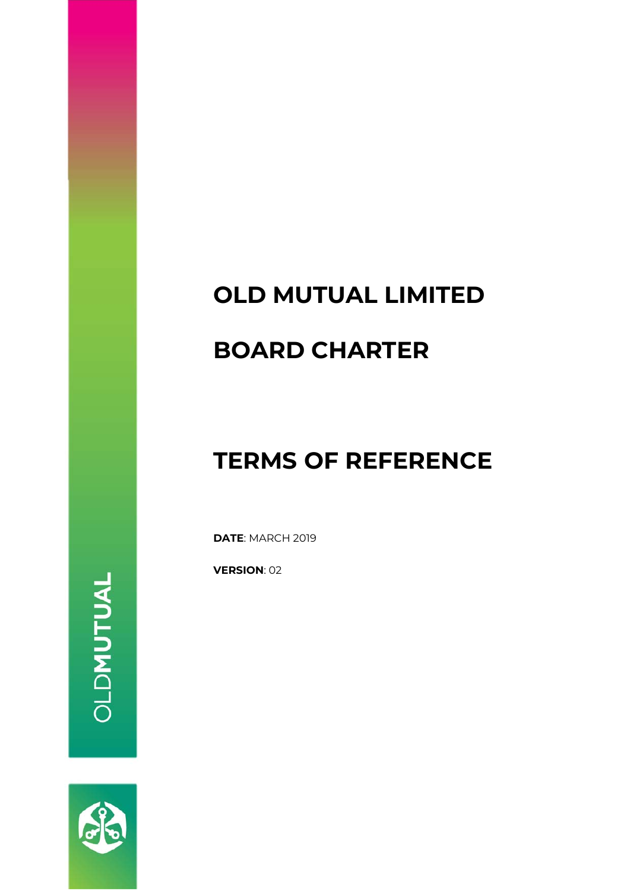# OLD MUTUAL LIMITED

# BOARD CHARTER

# TERMS OF REFERENCE

**DATE**: MARCH 2019

**VERSION**: 02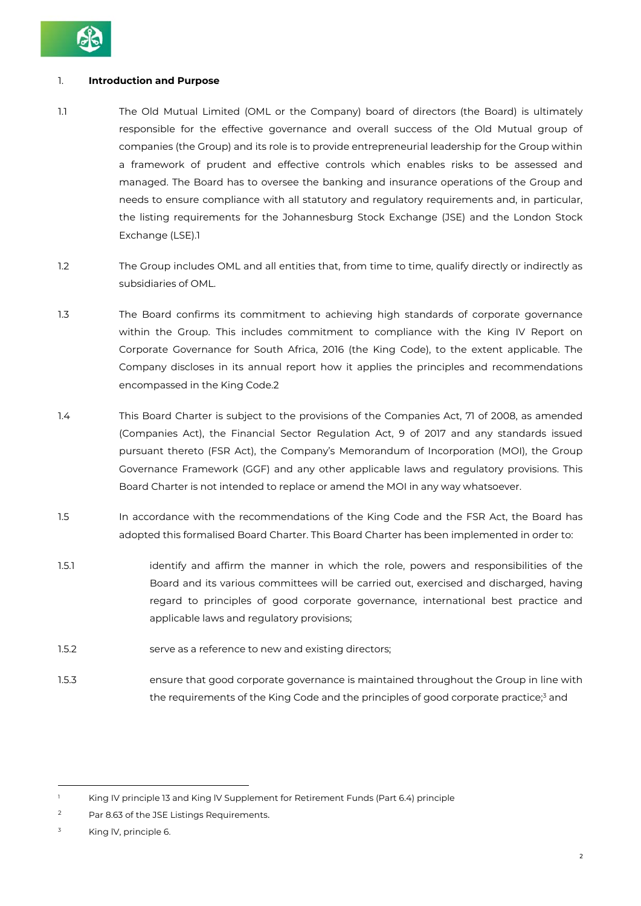## 1. Introduction and Purpose

1.1 The Old Mutual Limited (OML or the Company) board of directors (the Board) is ultimately responsible for the effective governance and overall success of the Old Mutual group of companies (the Group) and its role is to provide entrepreneurial leadership for the Group within a framework of prudent and effective controls which enables risks to be assessed and managed. The Board has to oversee the banking and insurance operations of the Group and needs to ensure compliance with all statutory and regulatory requirements and, in particular, the listing requirements for the Johannesburg Stock Exchange (JSE) and the London Stock Exchange (LSE).[1]

1.2 The Group includes OML and all entities that, from time to time, qualify directly or indirectly as subsidiaries of OML.

1.3 The Board confirms its commitment to achieving high standards of corporate governance within the Group. This includes commitment to compliance with the King IV Report on Corporate Governance for South Africa, 2016 (the King Code), to the extent applicable. The Company discloses in its annual report how it applies the principles and recommendations encompassed in the King Code.[2]

1.4 This Board Charter is subject to the provisions of the Companies Act, 71 of 2008, as amended (Companies Act), the Financial Sector Regulation Act, 9 of 2017 and any standards issued pursuant thereto (FSR Act), the Company's Memorandum of Incorporation (MOI), the Group Governance Framework (GGF) and any other applicable laws and regulatory provisions. This Board Charter is not intended to replace or amend the MOI in any way whatsoever.

1.5 In accordance with the recommendations of the King Code and the FSR Act, the Board has adopted this formalised Board Charter. This Board Charter has been implemented in order to:

1.5.1 identify and affirm the manner in which the role, powers and responsibilities of the Board and its various committees will be carried out, exercised and discharged, having regard to principles of good corporate governance, international best practice and applicable laws and regulatory provisions;

1.5.2 serve as a reference to new and existing directors;

1.5.3 ensure that good corporate governance is maintained throughout the Group in line with the requirements of the King Code and the principles of good corporate practice;[3] and

---

[1] King IV principle 13 and King IV Supplement for Retirement Funds (Part 6.4) principle

[2] Par 8.63 of the JSE Listings Requirements.

[3] King IV, principle 6.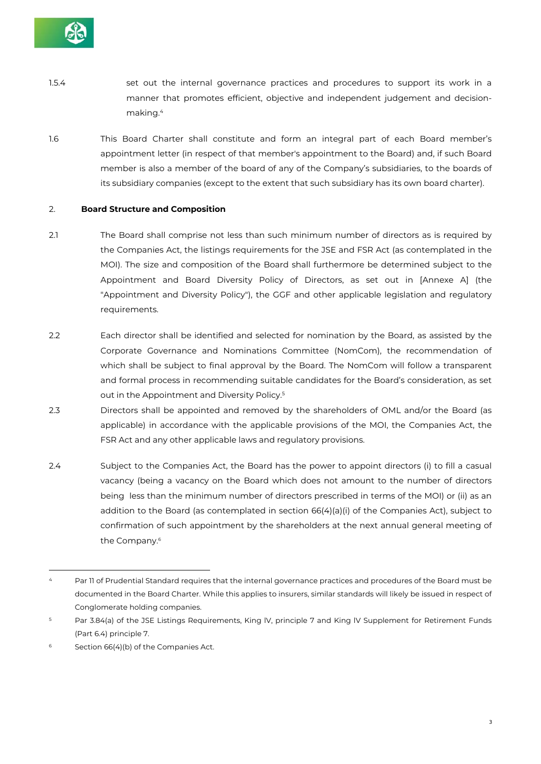1.5.4 set out the internal governance practices and procedures to support its work in a manner that promotes efficient, objective and independent judgement and decision-making.[4]

1.6 This Board Charter shall constitute and form an integral part of each Board member's appointment letter (in respect of that member's appointment to the Board) and, if such Board member is also a member of the board of any of the Company's subsidiaries, to the boards of its subsidiary companies (except to the extent that such subsidiary has its own board charter).

## 2. Board Structure and Composition

2.1 The Board shall comprise not less than such minimum number of directors as is required by the Companies Act, the listings requirements for the JSE and FSR Act (as contemplated in the MOI). The size and composition of the Board shall furthermore be determined subject to the Appointment and Board Diversity Policy of Directors, as set out in [Annexe A] (the "Appointment and Diversity Policy"), the GGF and other applicable legislation and regulatory requirements.

2.2 Each director shall be identified and selected for nomination by the Board, as assisted by the Corporate Governance and Nominations Committee (NomCom), the recommendation of which shall be subject to final approval by the Board. The NomCom will follow a transparent and formal process in recommending suitable candidates for the Board's consideration, as set out in the Appointment and Diversity Policy.[5]

2.3 Directors shall be appointed and removed by the shareholders of OML and/or the Board (as applicable) in accordance with the applicable provisions of the MOI, the Companies Act, the FSR Act and any other applicable laws and regulatory provisions.

2.4 Subject to the Companies Act, the Board has the power to appoint directors (i) to fill a casual vacancy (being a vacancy on the Board which does not amount to the number of directors being less than the minimum number of directors prescribed in terms of the MOI) or (ii) as an addition to the Board (as contemplated in section 66(4)(a)(i) of the Companies Act), subject to confirmation of such appointment by the shareholders at the next annual general meeting of the Company.[6]

---

[4] Par 11 of Prudential Standard requires that the internal governance practices and procedures of the Board must be documented in the Board Charter. While this applies to insurers, similar standards will likely be issued in respect of Conglomerate holding companies.

[5] Par 3.84(a) of the JSE Listings Requirements, King IV, principle 7 and King IV Supplement for Retirement Funds (Part 6.4) principle 7.

[6] Section 66(4)(b) of the Companies Act.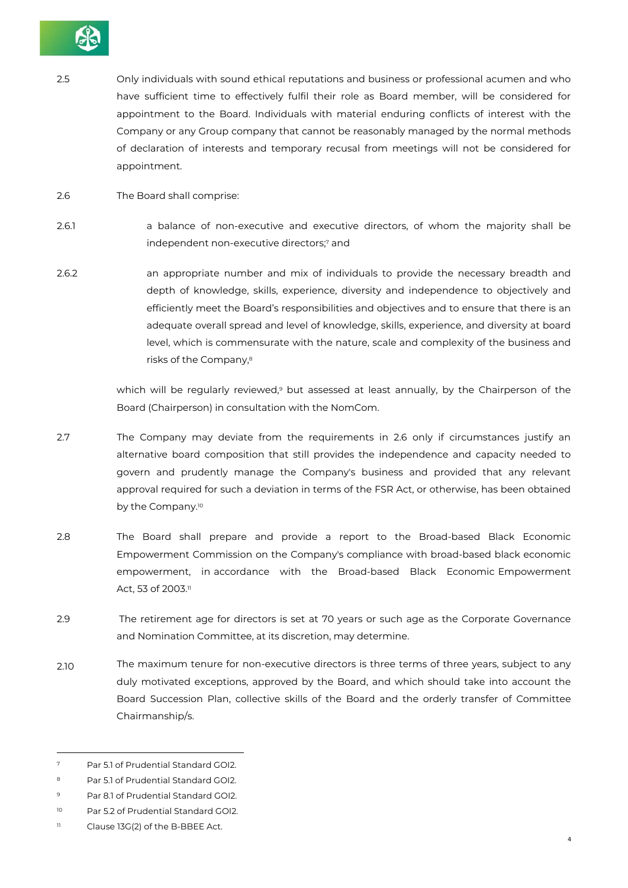2.5 Only individuals with sound ethical reputations and business or professional acumen and who have sufficient time to effectively fulfil their role as Board member, will be considered for appointment to the Board. Individuals with material enduring conflicts of interest with the Company or any Group company that cannot be reasonably managed by the normal methods of declaration of interests and temporary recusal from meetings will not be considered for appointment.

2.6 The Board shall comprise:

2.6.1 a balance of non-executive and executive directors, of whom the majority shall be independent non-executive directors;[7] and

2.6.2 an appropriate number and mix of individuals to provide the necessary breadth and depth of knowledge, skills, experience, diversity and independence to objectively and efficiently meet the Board's responsibilities and objectives and to ensure that there is an adequate overall spread and level of knowledge, skills, experience, and diversity at board level, which is commensurate with the nature, scale and complexity of the business and risks of the Company,[8]

which will be regularly reviewed,[9] but assessed at least annually, by the Chairperson of the Board (Chairperson) in consultation with the NomCom.

2.7 The Company may deviate from the requirements in 2.6 only if circumstances justify an alternative board composition that still provides the independence and capacity needed to govern and prudently manage the Company's business and provided that any relevant approval required for such a deviation in terms of the FSR Act, or otherwise, has been obtained by the Company.[10]

2.8 The Board shall prepare and provide a report to the Broad-based Black Economic Empowerment Commission on the Company's compliance with broad-based black economic empowerment, in accordance with the Broad-based Black Economic Empowerment Act, 53 of 2003.[11]

2.9 The retirement age for directors is set at 70 years or such age as the Corporate Governance and Nomination Committee, at its discretion, may determine.

2.10 The maximum tenure for non-executive directors is three terms of three years, subject to any duly motivated exceptions, approved by the Board, and which should take into account the Board Succession Plan, collective skills of the Board and the orderly transfer of Committee Chairmanship/s.

---

[7] Par 5.1 of Prudential Standard GOI2.

[8] Par 5.1 of Prudential Standard GOI2.

[9] Par 8.1 of Prudential Standard GOI2.

[10] Par 5.2 of Prudential Standard GOI2.

[11] Clause 13G(2) of the B-BBEE Act.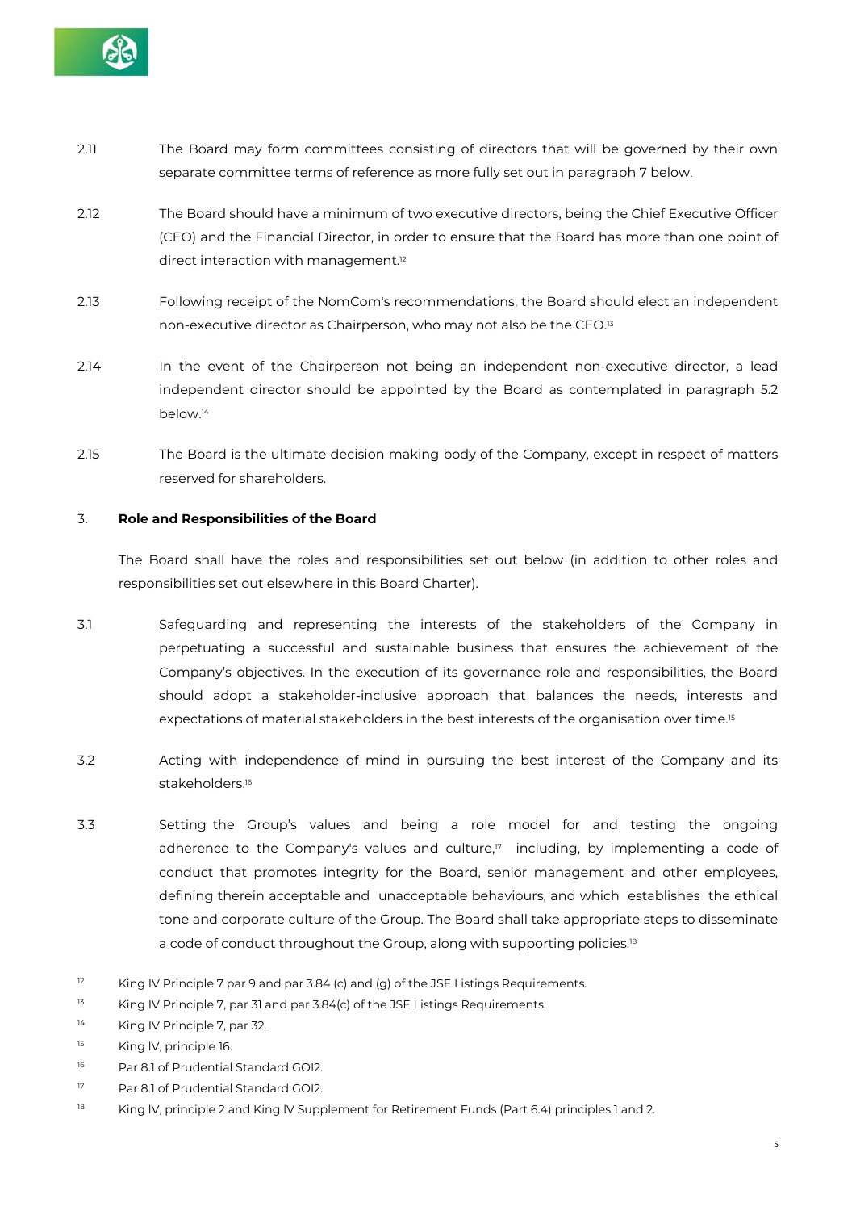2.11 The Board may form committees consisting of directors that will be governed by their own separate committee terms of reference as more fully set out in paragraph 7 below.

2.12 The Board should have a minimum of two executive directors, being the Chief Executive Officer (CEO) and the Financial Director, in order to ensure that the Board has more than one point of direct interaction with management.[12]

2.13 Following receipt of the NomCom's recommendations, the Board should elect an independent non-executive director as Chairperson, who may not also be the CEO.[13]

2.14 In the event of the Chairperson not being an independent non-executive director, a lead independent director should be appointed by the Board as contemplated in paragraph 5.2 below.[14]

2.15 The Board is the ultimate decision making body of the Company, except in respect of matters reserved for shareholders.

3. **Role and Responsibilities of the Board**

The Board shall have the roles and responsibilities set out below (in addition to other roles and responsibilities set out elsewhere in this Board Charter).

3.1 Safeguarding and representing the interests of the stakeholders of the Company in perpetuating a successful and sustainable business that ensures the achievement of the Company's objectives. In the execution of its governance role and responsibilities, the Board should adopt a stakeholder-inclusive approach that balances the needs, interests and expectations of material stakeholders in the best interests of the organisation over time.[15]

3.2 Acting with independence of mind in pursuing the best interest of the Company and its stakeholders.[16]

3.3 Setting the Group's values and being a role model for and testing the ongoing adherence to the Company's values and culture,[17] including, by implementing a code of conduct that promotes integrity for the Board, senior management and other employees, defining therein acceptable and unacceptable behaviours, and which establishes the ethical tone and corporate culture of the Group. The Board shall take appropriate steps to disseminate a code of conduct throughout the Group, along with supporting policies.[18]

[12] King IV Principle 7 par 9 and par 3.84 (c) and (g) of the JSE Listings Requirements.

[13] King IV Principle 7, par 31 and par 3.84(c) of the JSE Listings Requirements.

[14] King IV Principle 7, par 32.

[15] King IV, principle 16.

[16] Par 8.1 of Prudential Standard GOI2.

[17] Par 8.1 of Prudential Standard GOI2.

[18] King IV, principle 2 and King IV Supplement for Retirement Funds (Part 6.4) principles 1 and 2.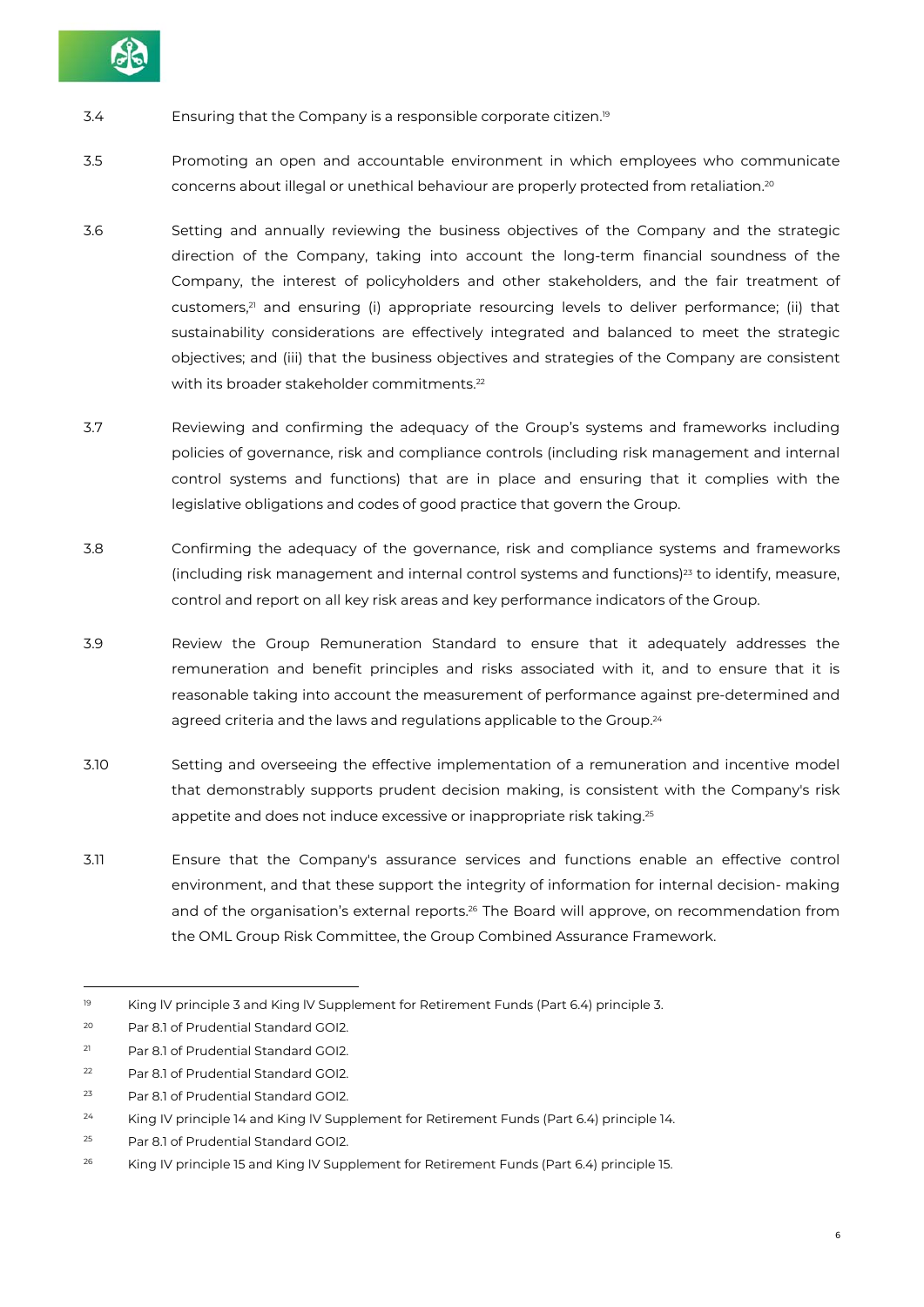3.4 Ensuring that the Company is a responsible corporate citizen.[19]

3.5 Promoting an open and accountable environment in which employees who communicate concerns about illegal or unethical behaviour are properly protected from retaliation.[20]

3.6 Setting and annually reviewing the business objectives of the Company and the strategic direction of the Company, taking into account the long-term financial soundness of the Company, the interest of policyholders and other stakeholders, and the fair treatment of customers,[21] and ensuring (i) appropriate resourcing levels to deliver performance; (ii) that sustainability considerations are effectively integrated and balanced to meet the strategic objectives; and (iii) that the business objectives and strategies of the Company are consistent with its broader stakeholder commitments.[22]

3.7 Reviewing and confirming the adequacy of the Group's systems and frameworks including policies of governance, risk and compliance controls (including risk management and internal control systems and functions) that are in place and ensuring that it complies with the legislative obligations and codes of good practice that govern the Group.

3.8 Confirming the adequacy of the governance, risk and compliance systems and frameworks (including risk management and internal control systems and functions)[23] to identify, measure, control and report on all key risk areas and key performance indicators of the Group.

3.9 Review the Group Remuneration Standard to ensure that it adequately addresses the remuneration and benefit principles and risks associated with it, and to ensure that it is reasonable taking into account the measurement of performance against pre-determined and agreed criteria and the laws and regulations applicable to the Group.[24]

3.10 Setting and overseeing the effective implementation of a remuneration and incentive model that demonstrably supports prudent decision making, is consistent with the Company's risk appetite and does not induce excessive or inappropriate risk taking.[25]

3.11 Ensure that the Company's assurance services and functions enable an effective control environment, and that these support the integrity of information for internal decision- making and of the organisation's external reports.[26] The Board will approve, on recommendation from the OML Group Risk Committee, the Group Combined Assurance Framework.

---

[19] King IV principle 3 and King IV Supplement for Retirement Funds (Part 6.4) principle 3.

[20] Par 8.1 of Prudential Standard GOI2.

[21] Par 8.1 of Prudential Standard GOI2.

[22] Par 8.1 of Prudential Standard GOI2.

[23] Par 8.1 of Prudential Standard GOI2.

[24] King IV principle 14 and King IV Supplement for Retirement Funds (Part 6.4) principle 14.

[25] Par 8.1 of Prudential Standard GOI2.

[26] King IV principle 15 and King IV Supplement for Retirement Funds (Part 6.4) principle 15.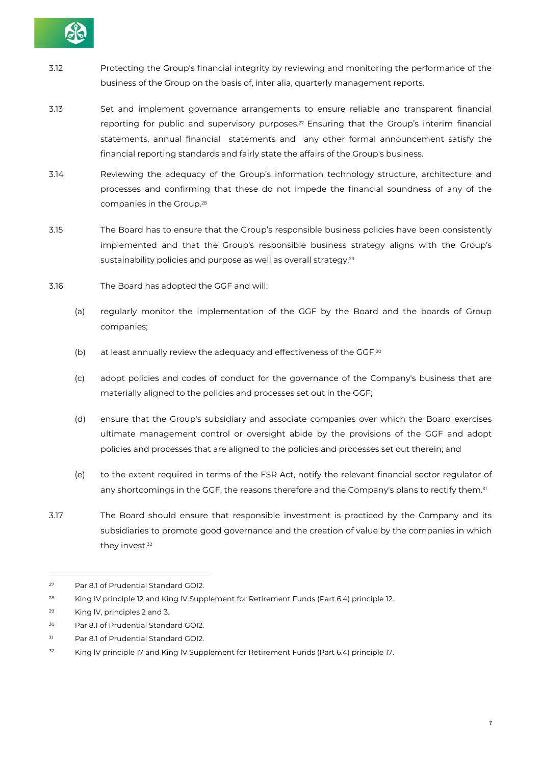3.12 Protecting the Group's financial integrity by reviewing and monitoring the performance of the business of the Group on the basis of, inter alia, quarterly management reports.

3.13 Set and implement governance arrangements to ensure reliable and transparent financial reporting for public and supervisory purposes.[27] Ensuring that the Group's interim financial statements, annual financial statements and any other formal announcement satisfy the financial reporting standards and fairly state the affairs of the Group's business.

3.14 Reviewing the adequacy of the Group's information technology structure, architecture and processes and confirming that these do not impede the financial soundness of any of the companies in the Group.[28]

3.15 The Board has to ensure that the Group's responsible business policies have been consistently implemented and that the Group's responsible business strategy aligns with the Group's sustainability policies and purpose as well as overall strategy.[29]

3.16 The Board has adopted the GGF and will:

(a) regularly monitor the implementation of the GGF by the Board and the boards of Group companies;

(b) at least annually review the adequacy and effectiveness of the GGF;[30]

(c) adopt policies and codes of conduct for the governance of the Company's business that are materially aligned to the policies and processes set out in the GGF;

(d) ensure that the Group's subsidiary and associate companies over which the Board exercises ultimate management control or oversight abide by the provisions of the GGF and adopt policies and processes that are aligned to the policies and processes set out therein; and

(e) to the extent required in terms of the FSR Act, notify the relevant financial sector regulator of any shortcomings in the GGF, the reasons therefore and the Company's plans to rectify them.[31]

3.17 The Board should ensure that responsible investment is practiced by the Company and its subsidiaries to promote good governance and the creation of value by the companies in which they invest.[32]

---

[27] Par 8.1 of Prudential Standard GOI2.

[28] King IV principle 12 and King IV Supplement for Retirement Funds (Part 6.4) principle 12.

[29] King IV, principles 2 and 3.

[30] Par 8.1 of Prudential Standard GOI2.

[31] Par 8.1 of Prudential Standard GOI2.

[32] King IV principle 17 and King IV Supplement for Retirement Funds (Part 6.4) principle 17.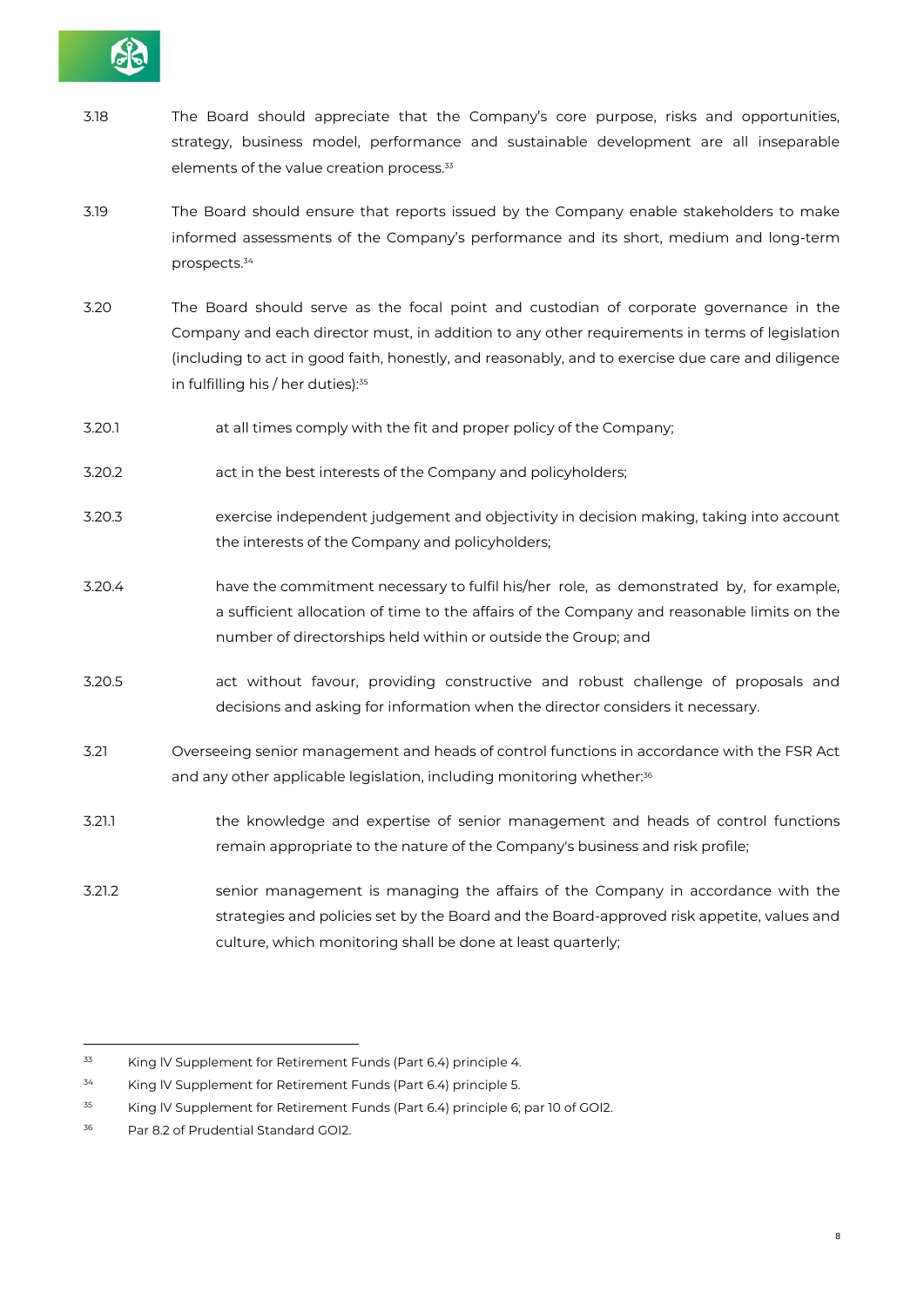3.18 The Board should appreciate that the Company's core purpose, risks and opportunities, strategy, business model, performance and sustainable development are all inseparable elements of the value creation process.[33]

3.19 The Board should ensure that reports issued by the Company enable stakeholders to make informed assessments of the Company's performance and its short, medium and long-term prospects.[34]

3.20 The Board should serve as the focal point and custodian of corporate governance in the Company and each director must, in addition to any other requirements in terms of legislation (including to act in good faith, honestly, and reasonably, and to exercise due care and diligence in fulfilling his / her duties):[35]

3.20.1 at all times comply with the fit and proper policy of the Company;

3.20.2 act in the best interests of the Company and policyholders;

3.20.3 exercise independent judgement and objectivity in decision making, taking into account the interests of the Company and policyholders;

3.20.4 have the commitment necessary to fulfil his/her role, as demonstrated by, for example, a sufficient allocation of time to the affairs of the Company and reasonable limits on the number of directorships held within or outside the Group; and

3.20.5 act without favour, providing constructive and robust challenge of proposals and decisions and asking for information when the director considers it necessary.

3.21 Overseeing senior management and heads of control functions in accordance with the FSR Act and any other applicable legislation, including monitoring whether:[36]

3.21.1 the knowledge and expertise of senior management and heads of control functions remain appropriate to the nature of the Company's business and risk profile;

3.21.2 senior management is managing the affairs of the Company in accordance with the strategies and policies set by the Board and the Board-approved risk appetite, values and culture, which monitoring shall be done at least quarterly;

---

[33] King IV Supplement for Retirement Funds (Part 6.4) principle 4.

[34] King IV Supplement for Retirement Funds (Part 6.4) principle 5.

[35] King IV Supplement for Retirement Funds (Part 6.4) principle 6; par 10 of GOI2.

[36] Par 8.2 of Prudential Standard GOI2.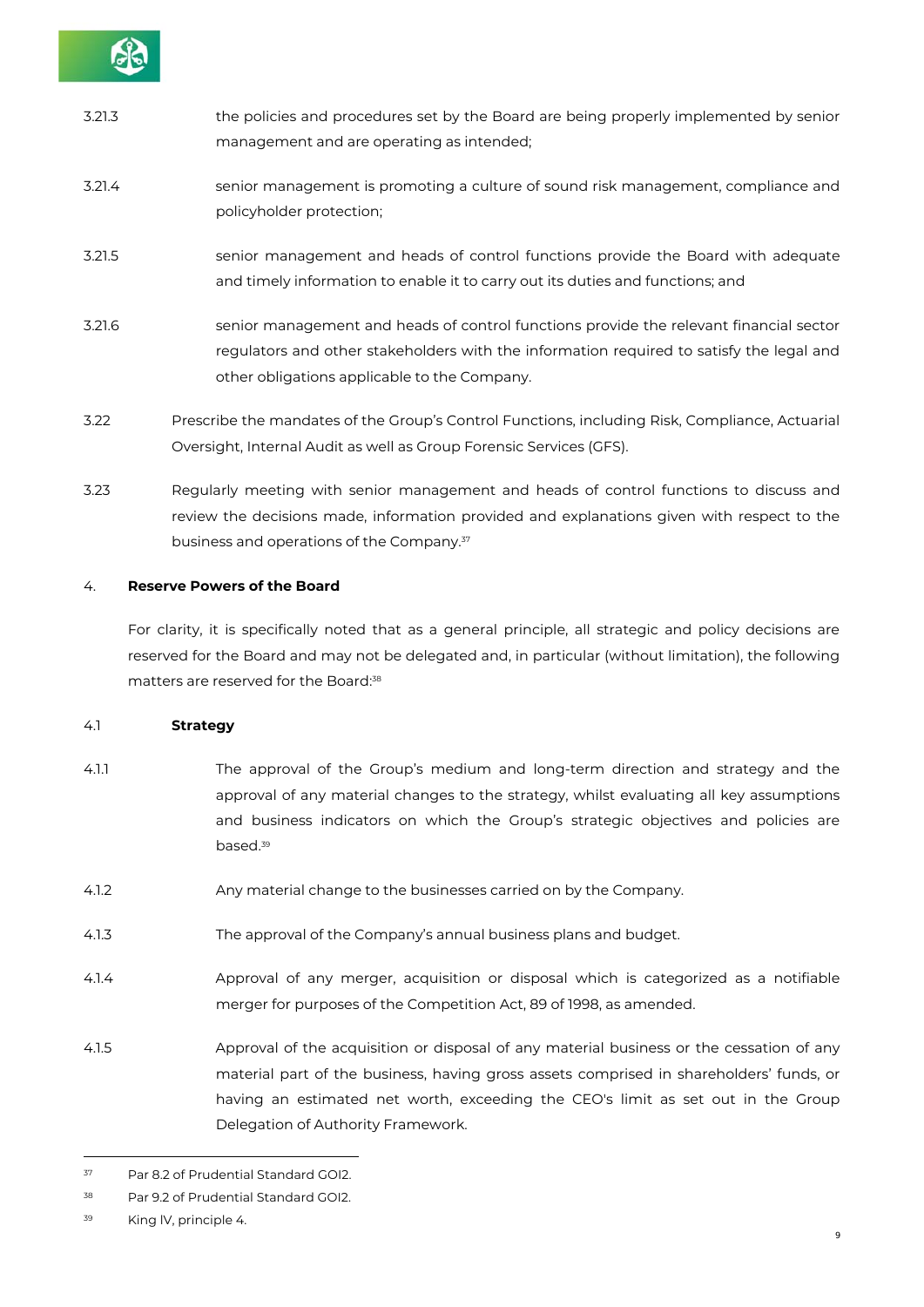3.21.3 the policies and procedures set by the Board are being properly implemented by senior management and are operating as intended;

3.21.4 senior management is promoting a culture of sound risk management, compliance and policyholder protection;

3.21.5 senior management and heads of control functions provide the Board with adequate and timely information to enable it to carry out its duties and functions; and

3.21.6 senior management and heads of control functions provide the relevant financial sector regulators and other stakeholders with the information required to satisfy the legal and other obligations applicable to the Company.

3.22 Prescribe the mandates of the Group's Control Functions, including Risk, Compliance, Actuarial Oversight, Internal Audit as well as Group Forensic Services (GFS).

3.23 Regularly meeting with senior management and heads of control functions to discuss and review the decisions made, information provided and explanations given with respect to the business and operations of the Company.[37]

4. **Reserve Powers of the Board**

For clarity, it is specifically noted that as a general principle, all strategic and policy decisions are reserved for the Board and may not be delegated and, in particular (without limitation), the following matters are reserved for the Board:[38]

4.1 **Strategy**

4.1.1 The approval of the Group's medium and long-term direction and strategy and the approval of any material changes to the strategy, whilst evaluating all key assumptions and business indicators on which the Group's strategic objectives and policies are based.[39]

4.1.2 Any material change to the businesses carried on by the Company.

4.1.3 The approval of the Company's annual business plans and budget.

4.1.4 Approval of any merger, acquisition or disposal which is categorized as a notifiable merger for purposes of the Competition Act, 89 of 1998, as amended.

4.1.5 Approval of the acquisition or disposal of any material business or the cessation of any material part of the business, having gross assets comprised in shareholders' funds, or having an estimated net worth, exceeding the CEO's limit as set out in the Group Delegation of Authority Framework.

---

[37] Par 8.2 of Prudential Standard GOI2.

[38] Par 9.2 of Prudential Standard GOI2.

[39] King IV, principle 4.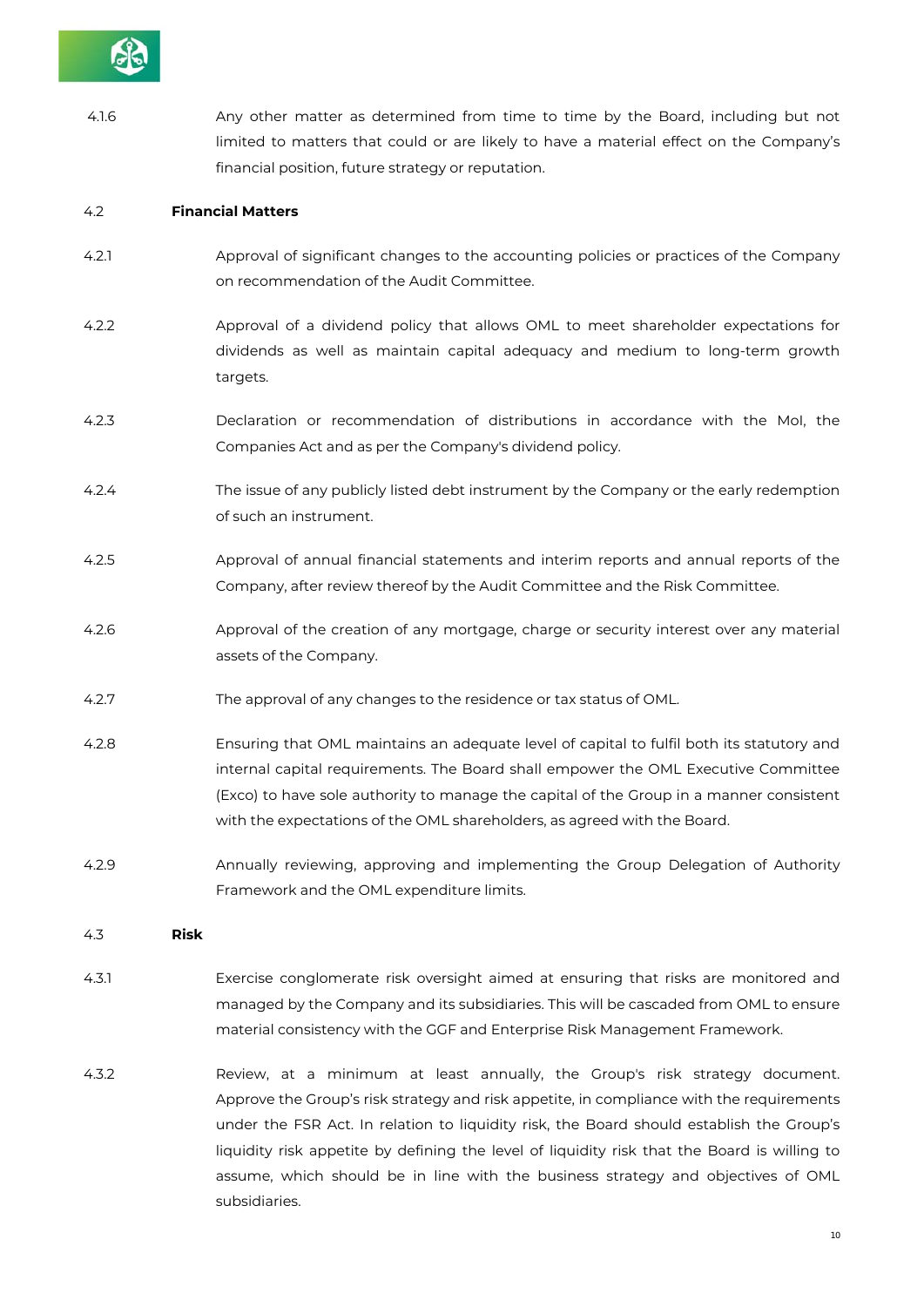4.1.6 Any other matter as determined from time to time by the Board, including but not limited to matters that could or are likely to have a material effect on the Company's financial position, future strategy or reputation.

4.2 **Financial Matters**

4.2.1 Approval of significant changes to the accounting policies or practices of the Company on recommendation of the Audit Committee.

4.2.2 Approval of a dividend policy that allows OML to meet shareholder expectations for dividends as well as maintain capital adequacy and medium to long-term growth targets.

4.2.3 Declaration or recommendation of distributions in accordance with the MoI, the Companies Act and as per the Company's dividend policy.

4.2.4 The issue of any publicly listed debt instrument by the Company or the early redemption of such an instrument.

4.2.5 Approval of annual financial statements and interim reports and annual reports of the Company, after review thereof by the Audit Committee and the Risk Committee.

4.2.6 Approval of the creation of any mortgage, charge or security interest over any material assets of the Company.

4.2.7 The approval of any changes to the residence or tax status of OML.

4.2.8 Ensuring that OML maintains an adequate level of capital to fulfil both its statutory and internal capital requirements. The Board shall empower the OML Executive Committee (Exco) to have sole authority to manage the capital of the Group in a manner consistent with the expectations of the OML shareholders, as agreed with the Board.

4.2.9 Annually reviewing, approving and implementing the Group Delegation of Authority Framework and the OML expenditure limits.

4.3 **Risk**

4.3.1 Exercise conglomerate risk oversight aimed at ensuring that risks are monitored and managed by the Company and its subsidiaries. This will be cascaded from OML to ensure material consistency with the GGF and Enterprise Risk Management Framework.

4.3.2 Review, at a minimum at least annually, the Group's risk strategy document. Approve the Group's risk strategy and risk appetite, in compliance with the requirements under the FSR Act. In relation to liquidity risk, the Board should establish the Group's liquidity risk appetite by defining the level of liquidity risk that the Board is willing to assume, which should be in line with the business strategy and objectives of OML subsidiaries.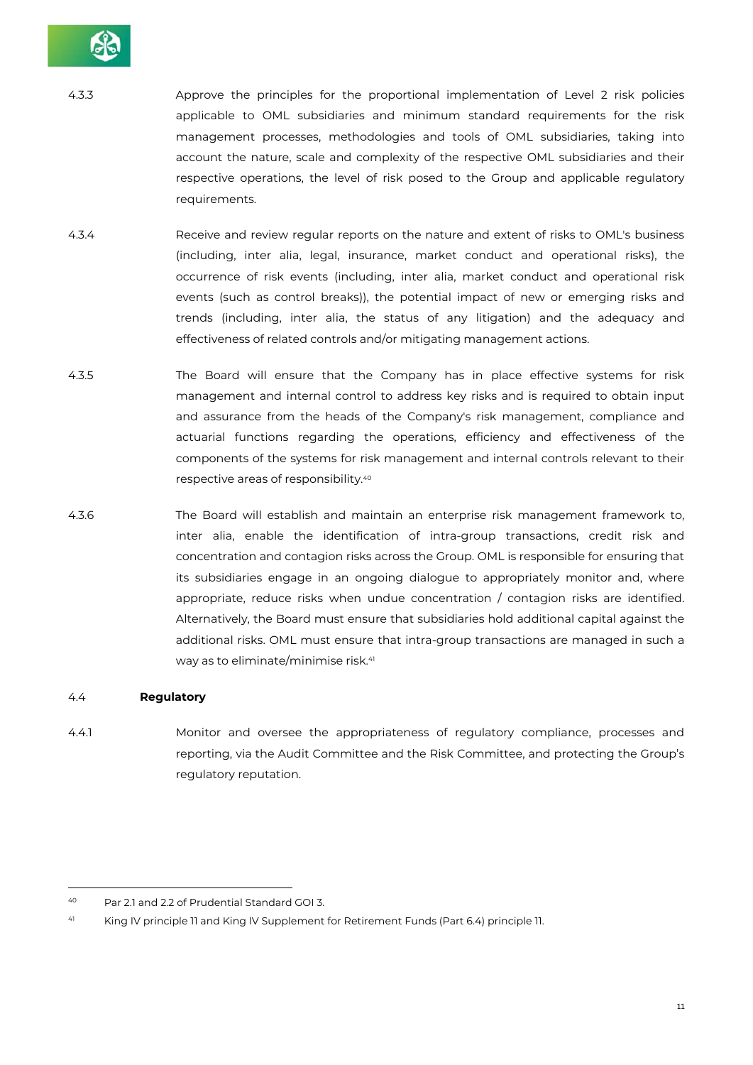4.3.3 Approve the principles for the proportional implementation of Level 2 risk policies applicable to OML subsidiaries and minimum standard requirements for the risk management processes, methodologies and tools of OML subsidiaries, taking into account the nature, scale and complexity of the respective OML subsidiaries and their respective operations, the level of risk posed to the Group and applicable regulatory requirements.

4.3.4 Receive and review regular reports on the nature and extent of risks to OML's business (including, inter alia, legal, insurance, market conduct and operational risks), the occurrence of risk events (including, inter alia, market conduct and operational risk events (such as control breaks)), the potential impact of new or emerging risks and trends (including, inter alia, the status of any litigation) and the adequacy and effectiveness of related controls and/or mitigating management actions.

4.3.5 The Board will ensure that the Company has in place effective systems for risk management and internal control to address key risks and is required to obtain input and assurance from the heads of the Company's risk management, compliance and actuarial functions regarding the operations, efficiency and effectiveness of the components of the systems for risk management and internal controls relevant to their respective areas of responsibility.[40]

4.3.6 The Board will establish and maintain an enterprise risk management framework to, inter alia, enable the identification of intra-group transactions, credit risk and concentration and contagion risks across the Group. OML is responsible for ensuring that its subsidiaries engage in an ongoing dialogue to appropriately monitor and, where appropriate, reduce risks when undue concentration / contagion risks are identified. Alternatively, the Board must ensure that subsidiaries hold additional capital against the additional risks. OML must ensure that intra-group transactions are managed in such a way as to eliminate/minimise risk.[41]

### 4.4 Regulatory

4.4.1 Monitor and oversee the appropriateness of regulatory compliance, processes and reporting, via the Audit Committee and the Risk Committee, and protecting the Group's regulatory reputation.

---

[40] Par 2.1 and 2.2 of Prudential Standard GOI 3.

[41] King IV principle 11 and King IV Supplement for Retirement Funds (Part 6.4) principle 11.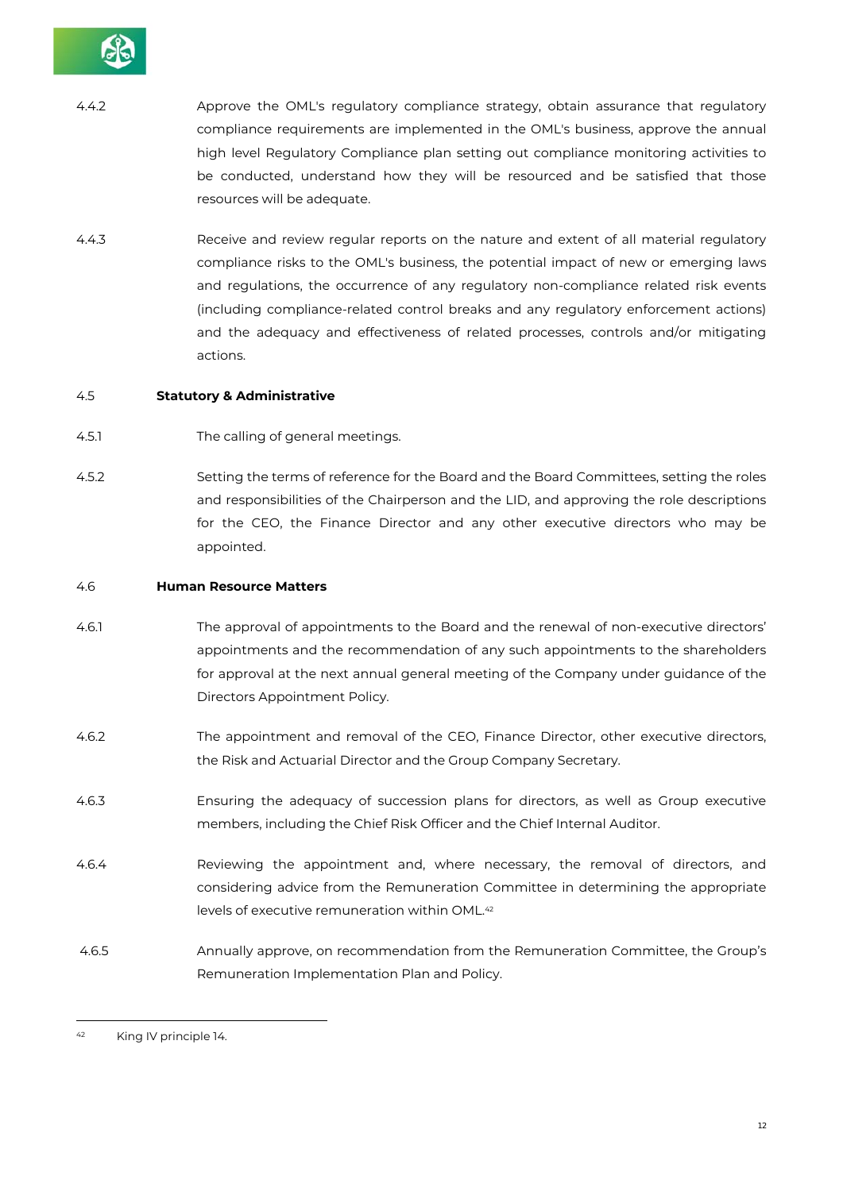4.4.2 Approve the OML's regulatory compliance strategy, obtain assurance that regulatory compliance requirements are implemented in the OML's business, approve the annual high level Regulatory Compliance plan setting out compliance monitoring activities to be conducted, understand how they will be resourced and be satisfied that those resources will be adequate.

4.4.3 Receive and review regular reports on the nature and extent of all material regulatory compliance risks to the OML's business, the potential impact of new or emerging laws and regulations, the occurrence of any regulatory non-compliance related risk events (including compliance-related control breaks and any regulatory enforcement actions) and the adequacy and effectiveness of related processes, controls and/or mitigating actions.

4.5 **Statutory & Administrative**

4.5.1 The calling of general meetings.

4.5.2 Setting the terms of reference for the Board and the Board Committees, setting the roles and responsibilities of the Chairperson and the LID, and approving the role descriptions for the CEO, the Finance Director and any other executive directors who may be appointed.

4.6 **Human Resource Matters**

4.6.1 The approval of appointments to the Board and the renewal of non-executive directors' appointments and the recommendation of any such appointments to the shareholders for approval at the next annual general meeting of the Company under guidance of the Directors Appointment Policy.

4.6.2 The appointment and removal of the CEO, Finance Director, other executive directors, the Risk and Actuarial Director and the Group Company Secretary.

4.6.3 Ensuring the adequacy of succession plans for directors, as well as Group executive members, including the Chief Risk Officer and the Chief Internal Auditor.

4.6.4 Reviewing the appointment and, where necessary, the removal of directors, and considering advice from the Remuneration Committee in determining the appropriate levels of executive remuneration within OML.[42]

4.6.5 Annually approve, on recommendation from the Remuneration Committee, the Group's Remuneration Implementation Plan and Policy.

---

[42] King IV principle 14.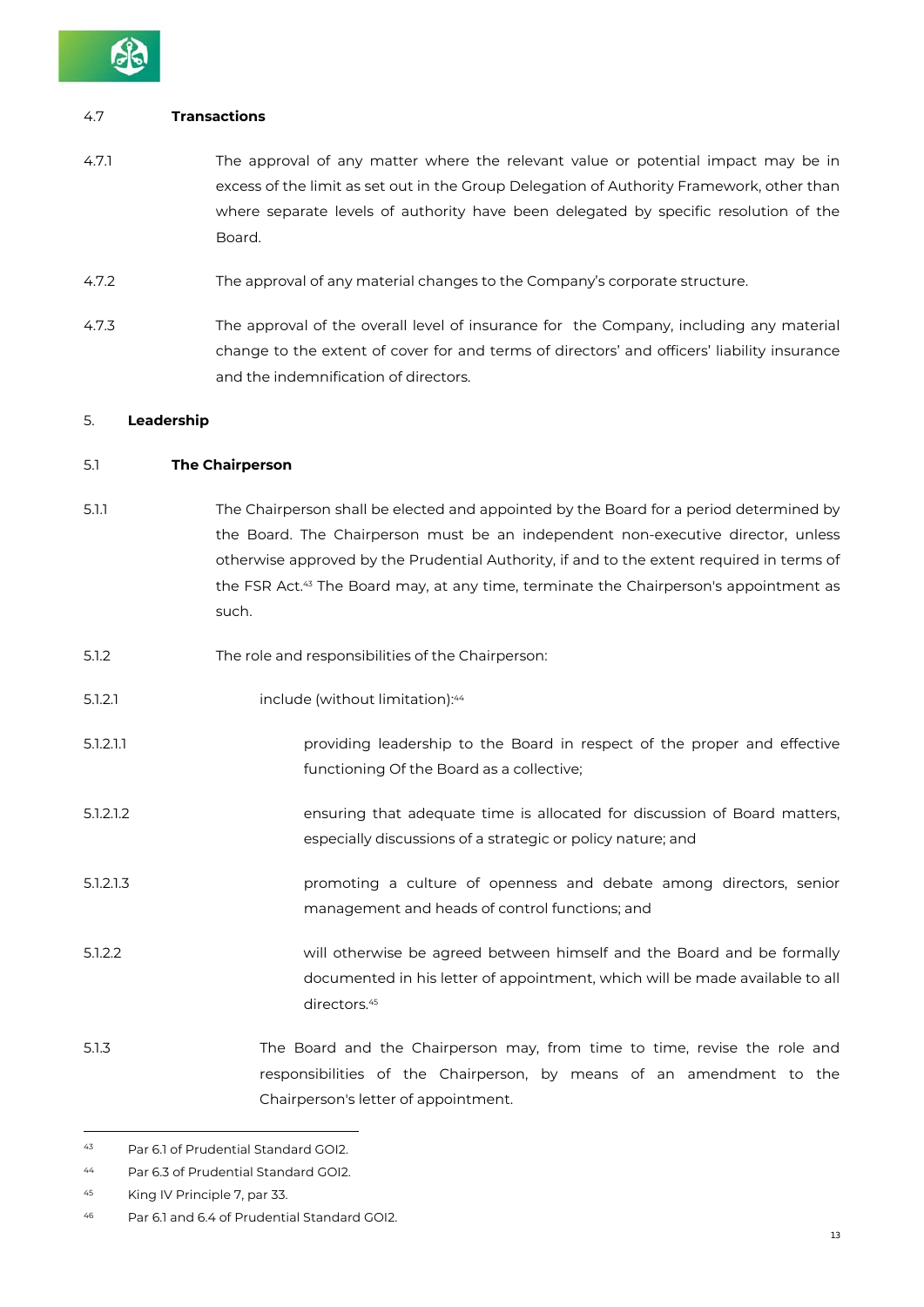4.7 **Transactions**

4.7.1 The approval of any matter where the relevant value or potential impact may be in excess of the limit as set out in the Group Delegation of Authority Framework, other than where separate levels of authority have been delegated by specific resolution of the Board.

4.7.2 The approval of any material changes to the Company's corporate structure.

4.7.3 The approval of the overall level of insurance for the Company, including any material change to the extent of cover for and terms of directors' and officers' liability insurance and the indemnification of directors.

5. **Leadership**

5.1 **The Chairperson**

5.1.1 The Chairperson shall be elected and appointed by the Board for a period determined by the Board. The Chairperson must be an independent non-executive director, unless otherwise approved by the Prudential Authority, if and to the extent required in terms of the FSR Act.[43] The Board may, at any time, terminate the Chairperson's appointment as such.

5.1.2 The role and responsibilities of the Chairperson:

5.1.2.1 include (without limitation):[44]

5.1.2.1.1 providing leadership to the Board in respect of the proper and effective functioning Of the Board as a collective;

5.1.2.1.2 ensuring that adequate time is allocated for discussion of Board matters, especially discussions of a strategic or policy nature; and

5.1.2.1.3 promoting a culture of openness and debate among directors, senior management and heads of control functions; and

5.1.2.2 will otherwise be agreed between himself and the Board and be formally documented in his letter of appointment, which will be made available to all directors.[45]

5.1.3 The Board and the Chairperson may, from time to time, revise the role and responsibilities of the Chairperson, by means of an amendment to the Chairperson's letter of appointment.

---

[43] Par 6.1 of Prudential Standard GOI2.

[44] Par 6.3 of Prudential Standard GOI2.

[45] King IV Principle 7, par 33.

[46] Par 6.1 and 6.4 of Prudential Standard GOI2.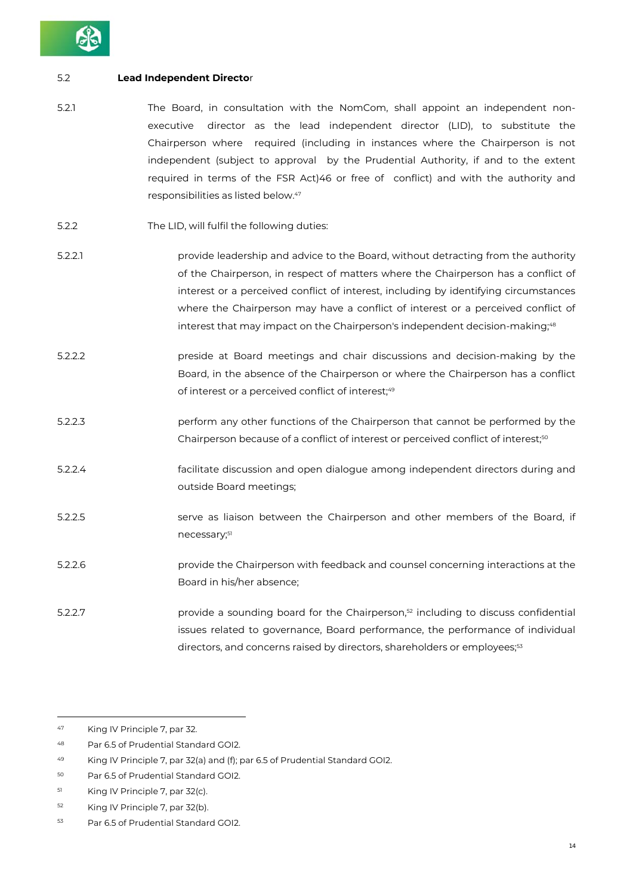5.2 **Lead Independent Director**

5.2.1 The Board, in consultation with the NomCom, shall appoint an independent non-executive director as the lead independent director (LID), to substitute the Chairperson where required (including in instances where the Chairperson is not independent (subject to approval by the Prudential Authority, if and to the extent required in terms of the FSR Act)46 or free of conflict) and with the authority and responsibilities as listed below.[47]

5.2.2 The LID, will fulfil the following duties:

5.2.2.1 provide leadership and advice to the Board, without detracting from the authority of the Chairperson, in respect of matters where the Chairperson has a conflict of interest or a perceived conflict of interest, including by identifying circumstances where the Chairperson may have a conflict of interest or a perceived conflict of interest that may impact on the Chairperson's independent decision-making;[48]

5.2.2.2 preside at Board meetings and chair discussions and decision-making by the Board, in the absence of the Chairperson or where the Chairperson has a conflict of interest or a perceived conflict of interest;[49]

5.2.2.3 perform any other functions of the Chairperson that cannot be performed by the Chairperson because of a conflict of interest or perceived conflict of interest;[50]

5.2.2.4 facilitate discussion and open dialogue among independent directors during and outside Board meetings;

5.2.2.5 serve as liaison between the Chairperson and other members of the Board, if necessary;[51]

5.2.2.6 provide the Chairperson with feedback and counsel concerning interactions at the Board in his/her absence;

5.2.2.7 provide a sounding board for the Chairperson,[52] including to discuss confidential issues related to governance, Board performance, the performance of individual directors, and concerns raised by directors, shareholders or employees;[53]

---

47 King IV Principle 7, par 32.

48 Par 6.5 of Prudential Standard GOI2.

49 King IV Principle 7, par 32(a) and (f); par 6.5 of Prudential Standard GOI2.

50 Par 6.5 of Prudential Standard GOI2.

51 King IV Principle 7, par 32(c).

52 King IV Principle 7, par 32(b).

53 Par 6.5 of Prudential Standard GOI2.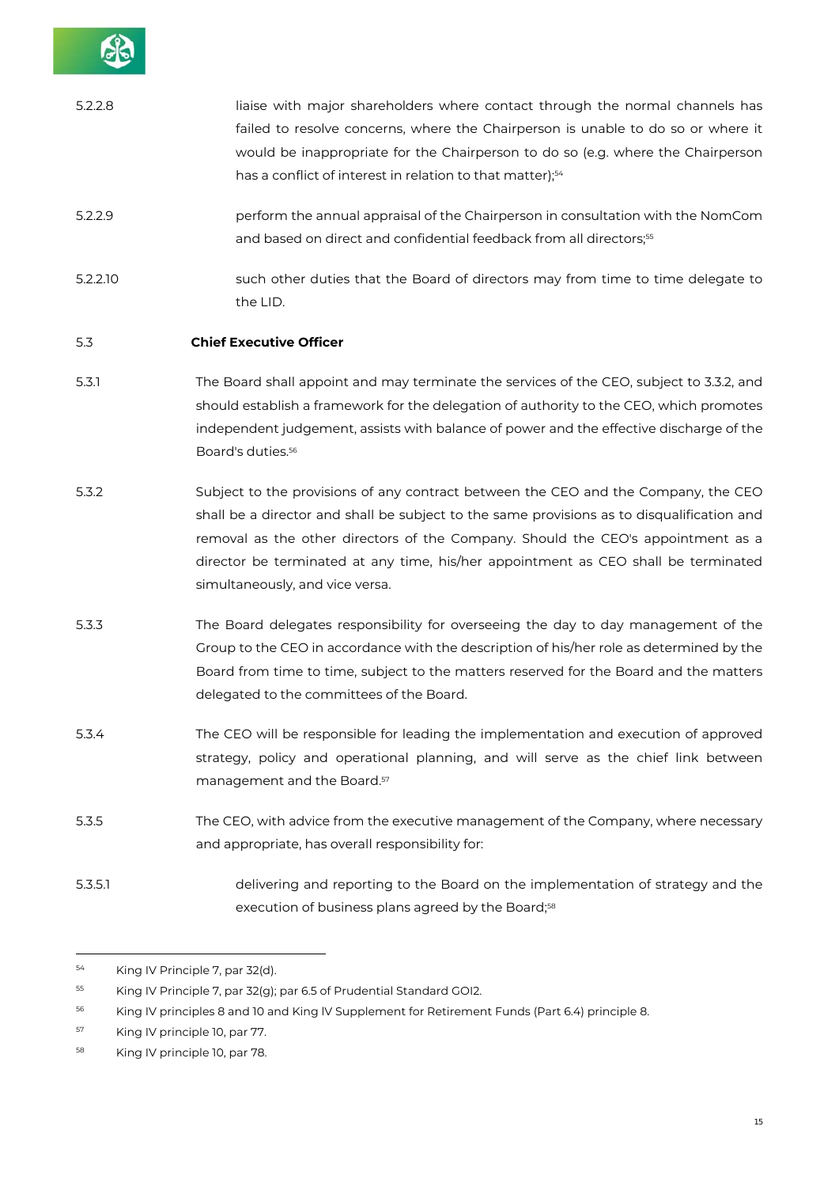5.2.2.8 liaise with major shareholders where contact through the normal channels has failed to resolve concerns, where the Chairperson is unable to do so or where it would be inappropriate for the Chairperson to do so (e.g. where the Chairperson has a conflict of interest in relation to that matter);[54]

5.2.2.9 perform the annual appraisal of the Chairperson in consultation with the NomCom and based on direct and confidential feedback from all directors;[55]

5.2.2.10 such other duties that the Board of directors may from time to time delegate to the LID.

5.3 **Chief Executive Officer**

5.3.1 The Board shall appoint and may terminate the services of the CEO, subject to 3.3.2, and should establish a framework for the delegation of authority to the CEO, which promotes independent judgement, assists with balance of power and the effective discharge of the Board's duties.[56]

5.3.2 Subject to the provisions of any contract between the CEO and the Company, the CEO shall be a director and shall be subject to the same provisions as to disqualification and removal as the other directors of the Company. Should the CEO's appointment as a director be terminated at any time, his/her appointment as CEO shall be terminated simultaneously, and vice versa.

5.3.3 The Board delegates responsibility for overseeing the day to day management of the Group to the CEO in accordance with the description of his/her role as determined by the Board from time to time, subject to the matters reserved for the Board and the matters delegated to the committees of the Board.

5.3.4 The CEO will be responsible for leading the implementation and execution of approved strategy, policy and operational planning, and will serve as the chief link between management and the Board.[57]

5.3.5 The CEO, with advice from the executive management of the Company, where necessary and appropriate, has overall responsibility for:

5.3.5.1 delivering and reporting to the Board on the implementation of strategy and the execution of business plans agreed by the Board;[58]

---

[54] King IV Principle 7, par 32(d).

[55] King IV Principle 7, par 32(g); par 6.5 of Prudential Standard GOI2.

[56] King IV principles 8 and 10 and King IV Supplement for Retirement Funds (Part 6.4) principle 8.

[57] King IV principle 10, par 77.

[58] King IV principle 10, par 78.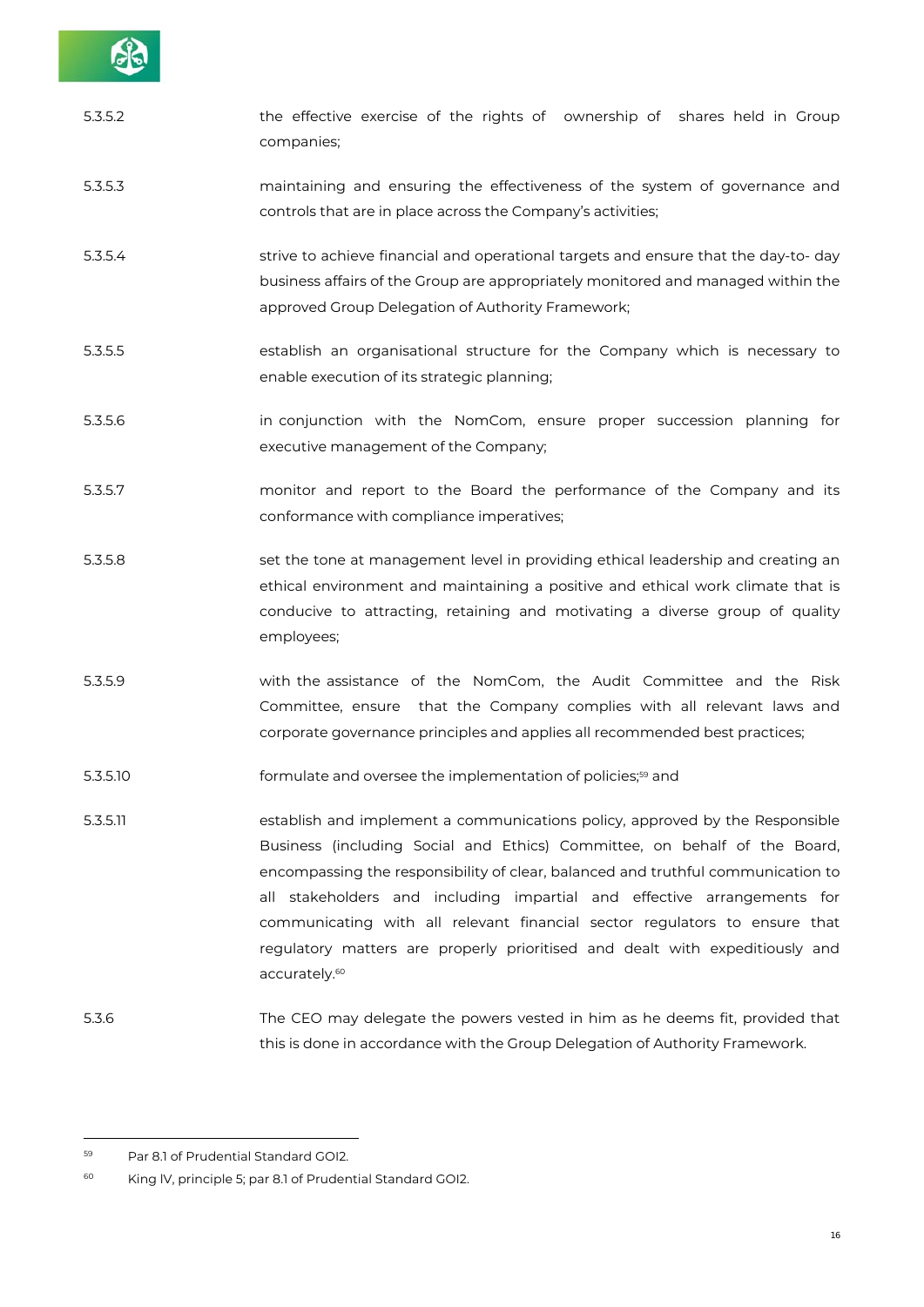5.3.5.2 the effective exercise of the rights of ownership of shares held in Group companies;

5.3.5.3 maintaining and ensuring the effectiveness of the system of governance and controls that are in place across the Company's activities;

5.3.5.4 strive to achieve financial and operational targets and ensure that the day-to- day business affairs of the Group are appropriately monitored and managed within the approved Group Delegation of Authority Framework;

5.3.5.5 establish an organisational structure for the Company which is necessary to enable execution of its strategic planning;

5.3.5.6 in conjunction with the NomCom, ensure proper succession planning for executive management of the Company;

5.3.5.7 monitor and report to the Board the performance of the Company and its conformance with compliance imperatives;

5.3.5.8 set the tone at management level in providing ethical leadership and creating an ethical environment and maintaining a positive and ethical work climate that is conducive to attracting, retaining and motivating a diverse group of quality employees;

5.3.5.9 with the assistance of the NomCom, the Audit Committee and the Risk Committee, ensure that the Company complies with all relevant laws and corporate governance principles and applies all recommended best practices;

5.3.5.10 formulate and oversee the implementation of policies;[59] and

5.3.5.11 establish and implement a communications policy, approved by the Responsible Business (including Social and Ethics) Committee, on behalf of the Board, encompassing the responsibility of clear, balanced and truthful communication to all stakeholders and including impartial and effective arrangements for communicating with all relevant financial sector regulators to ensure that regulatory matters are properly prioritised and dealt with expeditiously and accurately.[60]

5.3.6 The CEO may delegate the powers vested in him as he deems fit, provided that this is done in accordance with the Group Delegation of Authority Framework.

---

[59] Par 8.1 of Prudential Standard GOI2.

[60] King IV, principle 5; par 8.1 of Prudential Standard GOI2.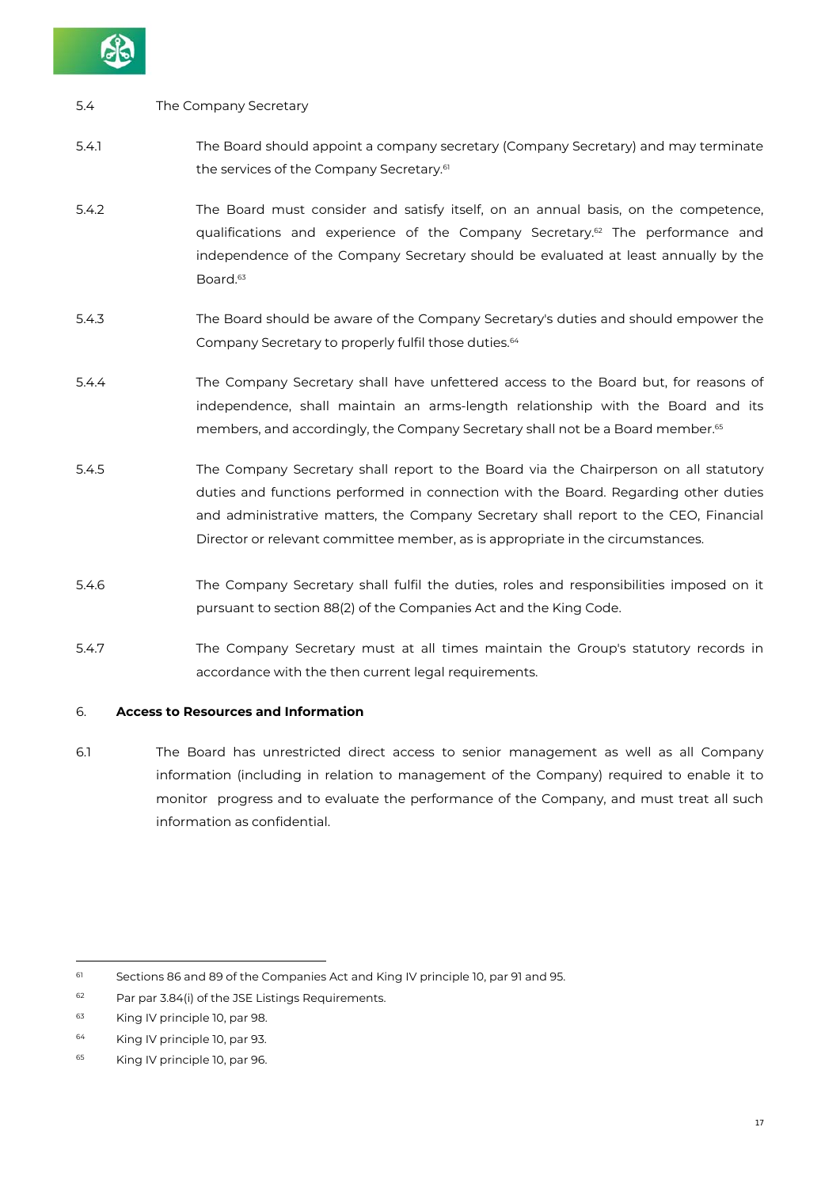5.4 The Company Secretary

5.4.1 The Board should appoint a company secretary (Company Secretary) and may terminate the services of the Company Secretary.[61]

5.4.2 The Board must consider and satisfy itself, on an annual basis, on the competence, qualifications and experience of the Company Secretary.[62] The performance and independence of the Company Secretary should be evaluated at least annually by the Board.[63]

5.4.3 The Board should be aware of the Company Secretary's duties and should empower the Company Secretary to properly fulfil those duties.[64]

5.4.4 The Company Secretary shall have unfettered access to the Board but, for reasons of independence, shall maintain an arms-length relationship with the Board and its members, and accordingly, the Company Secretary shall not be a Board member.[65]

5.4.5 The Company Secretary shall report to the Board via the Chairperson on all statutory duties and functions performed in connection with the Board. Regarding other duties and administrative matters, the Company Secretary shall report to the CEO, Financial Director or relevant committee member, as is appropriate in the circumstances.

5.4.6 The Company Secretary shall fulfil the duties, roles and responsibilities imposed on it pursuant to section 88(2) of the Companies Act and the King Code.

5.4.7 The Company Secretary must at all times maintain the Group's statutory records in accordance with the then current legal requirements.

## 6. Access to Resources and Information

6.1 The Board has unrestricted direct access to senior management as well as all Company information (including in relation to management of the Company) required to enable it to monitor progress and to evaluate the performance of the Company, and must treat all such information as confidential.

---

[61] Sections 86 and 89 of the Companies Act and King IV principle 10, par 91 and 95.

[62] Par par 3.84(i) of the JSE Listings Requirements.

[63] King IV principle 10, par 98.

[64] King IV principle 10, par 93.

[65] King IV principle 10, par 96.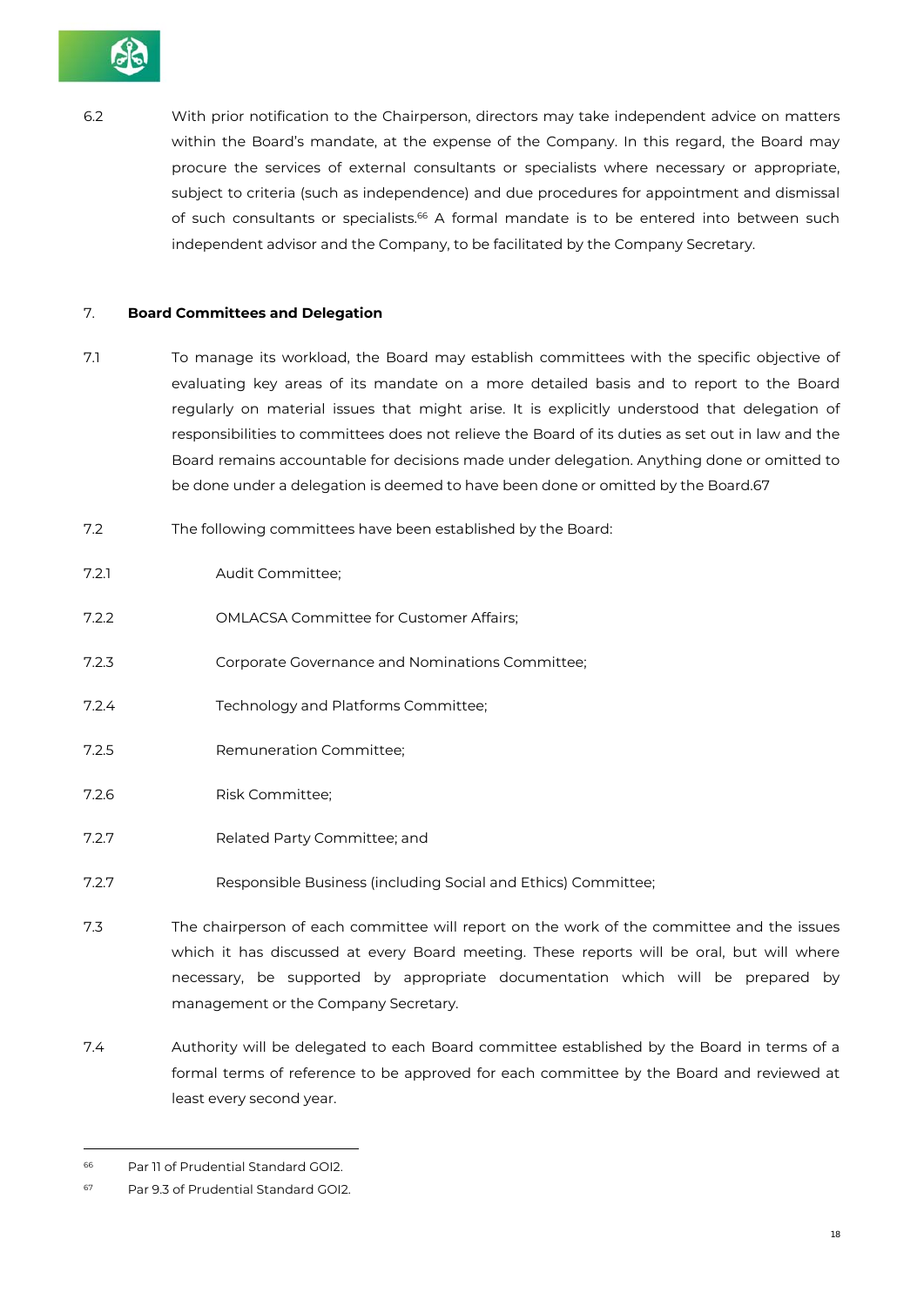6.2 With prior notification to the Chairperson, directors may take independent advice on matters within the Board's mandate, at the expense of the Company. In this regard, the Board may procure the services of external consultants or specialists where necessary or appropriate, subject to criteria (such as independence) and due procedures for appointment and dismissal of such consultants or specialists.[66] A formal mandate is to be entered into between such independent advisor and the Company, to be facilitated by the Company Secretary.

## 7. Board Committees and Delegation

7.1 To manage its workload, the Board may establish committees with the specific objective of evaluating key areas of its mandate on a more detailed basis and to report to the Board regularly on material issues that might arise. It is explicitly understood that delegation of responsibilities to committees does not relieve the Board of its duties as set out in law and the Board remains accountable for decisions made under delegation. Anything done or omitted to be done under a delegation is deemed to have been done or omitted by the Board.67

7.2 The following committees have been established by the Board:

7.2.1 Audit Committee;

7.2.2 OMLACSA Committee for Customer Affairs;

7.2.3 Corporate Governance and Nominations Committee;

7.2.4 Technology and Platforms Committee;

7.2.5 Remuneration Committee;

7.2.6 Risk Committee;

7.2.7 Related Party Committee; and

7.2.7 Responsible Business (including Social and Ethics) Committee;

7.3 The chairperson of each committee will report on the work of the committee and the issues which it has discussed at every Board meeting. These reports will be oral, but will where necessary, be supported by appropriate documentation which will be prepared by management or the Company Secretary.

7.4 Authority will be delegated to each Board committee established by the Board in terms of a formal terms of reference to be approved for each committee by the Board and reviewed at least every second year.

---

66 Par 11 of Prudential Standard GOI2.

67 Par 9.3 of Prudential Standard GOI2.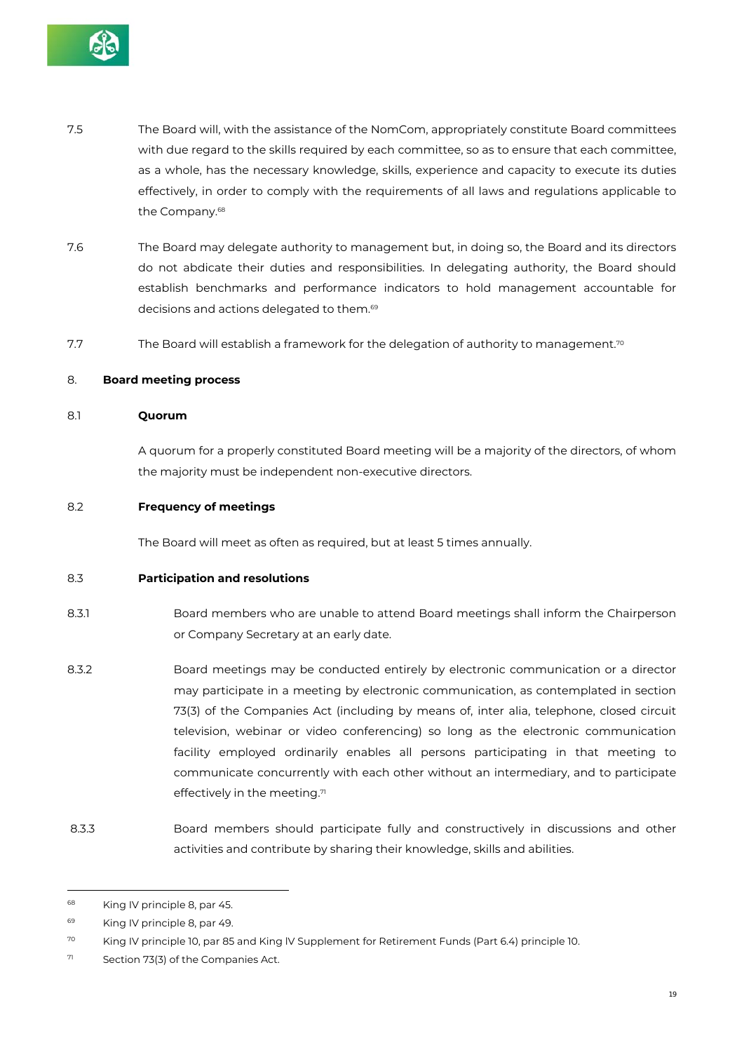7.5 The Board will, with the assistance of the NomCom, appropriately constitute Board committees with due regard to the skills required by each committee, so as to ensure that each committee, as a whole, has the necessary knowledge, skills, experience and capacity to execute its duties effectively, in order to comply with the requirements of all laws and regulations applicable to the Company.[68]

7.6 The Board may delegate authority to management but, in doing so, the Board and its directors do not abdicate their duties and responsibilities. In delegating authority, the Board should establish benchmarks and performance indicators to hold management accountable for decisions and actions delegated to them.[69]

7.7 The Board will establish a framework for the delegation of authority to management.[70]

## 8. Board meeting process

### 8.1 Quorum

A quorum for a properly constituted Board meeting will be a majority of the directors, of whom the majority must be independent non-executive directors.

### 8.2 Frequency of meetings

The Board will meet as often as required, but at least 5 times annually.

### 8.3 Participation and resolutions

8.3.1 Board members who are unable to attend Board meetings shall inform the Chairperson or Company Secretary at an early date.

8.3.2 Board meetings may be conducted entirely by electronic communication or a director may participate in a meeting by electronic communication, as contemplated in section 73(3) of the Companies Act (including by means of, inter alia, telephone, closed circuit television, webinar or video conferencing) so long as the electronic communication facility employed ordinarily enables all persons participating in that meeting to communicate concurrently with each other without an intermediary, and to participate effectively in the meeting.[71]

8.3.3 Board members should participate fully and constructively in discussions and other activities and contribute by sharing their knowledge, skills and abilities.

---

[68] King IV principle 8, par 45.

[69] King IV principle 8, par 49.

[70] King IV principle 10, par 85 and King IV Supplement for Retirement Funds (Part 6.4) principle 10.

[71] Section 73(3) of the Companies Act.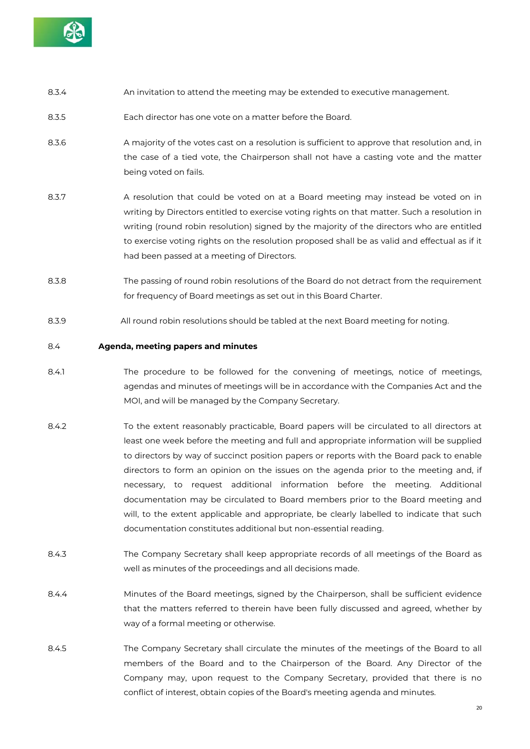8.3.4 An invitation to attend the meeting may be extended to executive management.

8.3.5 Each director has one vote on a matter before the Board.

8.3.6 A majority of the votes cast on a resolution is sufficient to approve that resolution and, in the case of a tied vote, the Chairperson shall not have a casting vote and the matter being voted on fails.

8.3.7 A resolution that could be voted on at a Board meeting may instead be voted on in writing by Directors entitled to exercise voting rights on that matter. Such a resolution in writing (round robin resolution) signed by the majority of the directors who are entitled to exercise voting rights on the resolution proposed shall be as valid and effectual as if it had been passed at a meeting of Directors.

8.3.8 The passing of round robin resolutions of the Board do not detract from the requirement for frequency of Board meetings as set out in this Board Charter.

8.3.9 All round robin resolutions should be tabled at the next Board meeting for noting.

**8.4 Agenda, meeting papers and minutes**

8.4.1 The procedure to be followed for the convening of meetings, notice of meetings, agendas and minutes of meetings will be in accordance with the Companies Act and the MOI, and will be managed by the Company Secretary.

8.4.2 To the extent reasonably practicable, Board papers will be circulated to all directors at least one week before the meeting and full and appropriate information will be supplied to directors by way of succinct position papers or reports with the Board pack to enable directors to form an opinion on the issues on the agenda prior to the meeting and, if necessary, to request additional information before the meeting. Additional documentation may be circulated to Board members prior to the Board meeting and will, to the extent applicable and appropriate, be clearly labelled to indicate that such documentation constitutes additional but non-essential reading.

8.4.3 The Company Secretary shall keep appropriate records of all meetings of the Board as well as minutes of the proceedings and all decisions made.

8.4.4 Minutes of the Board meetings, signed by the Chairperson, shall be sufficient evidence that the matters referred to therein have been fully discussed and agreed, whether by way of a formal meeting or otherwise.

8.4.5 The Company Secretary shall circulate the minutes of the meetings of the Board to all members of the Board and to the Chairperson of the Board. Any Director of the Company may, upon request to the Company Secretary, provided that there is no conflict of interest, obtain copies of the Board's meeting agenda and minutes.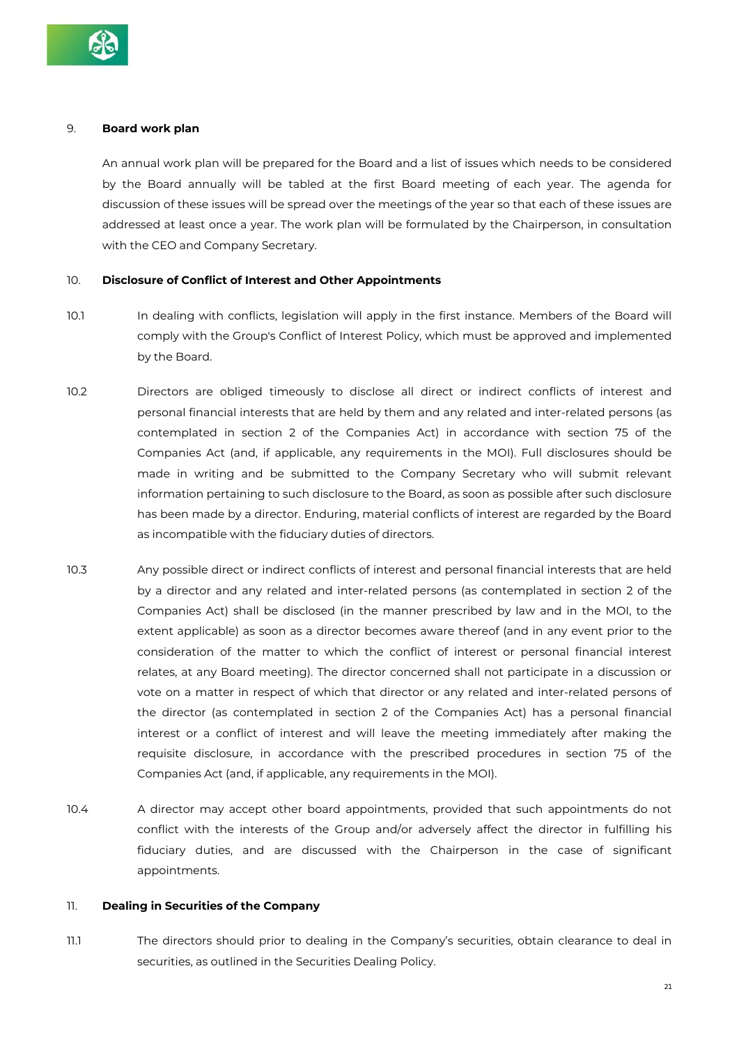9. **Board work plan**

An annual work plan will be prepared for the Board and a list of issues which needs to be considered by the Board annually will be tabled at the first Board meeting of each year. The agenda for discussion of these issues will be spread over the meetings of the year so that each of these issues are addressed at least once a year. The work plan will be formulated by the Chairperson, in consultation with the CEO and Company Secretary.

10. **Disclosure of Conflict of Interest and Other Appointments**

10.1 In dealing with conflicts, legislation will apply in the first instance. Members of the Board will comply with the Group's Conflict of Interest Policy, which must be approved and implemented by the Board.

10.2 Directors are obliged timeously to disclose all direct or indirect conflicts of interest and personal financial interests that are held by them and any related and inter-related persons (as contemplated in section 2 of the Companies Act) in accordance with section 75 of the Companies Act (and, if applicable, any requirements in the MOI). Full disclosures should be made in writing and be submitted to the Company Secretary who will submit relevant information pertaining to such disclosure to the Board, as soon as possible after such disclosure has been made by a director. Enduring, material conflicts of interest are regarded by the Board as incompatible with the fiduciary duties of directors.

10.3 Any possible direct or indirect conflicts of interest and personal financial interests that are held by a director and any related and inter-related persons (as contemplated in section 2 of the Companies Act) shall be disclosed (in the manner prescribed by law and in the MOI, to the extent applicable) as soon as a director becomes aware thereof (and in any event prior to the consideration of the matter to which the conflict of interest or personal financial interest relates, at any Board meeting). The director concerned shall not participate in a discussion or vote on a matter in respect of which that director or any related and inter-related persons of the director (as contemplated in section 2 of the Companies Act) has a personal financial interest or a conflict of interest and will leave the meeting immediately after making the requisite disclosure, in accordance with the prescribed procedures in section 75 of the Companies Act (and, if applicable, any requirements in the MOI).

10.4 A director may accept other board appointments, provided that such appointments do not conflict with the interests of the Group and/or adversely affect the director in fulfilling his fiduciary duties, and are discussed with the Chairperson in the case of significant appointments.

11. **Dealing in Securities of the Company**

11.1 The directors should prior to dealing in the Company's securities, obtain clearance to deal in securities, as outlined in the Securities Dealing Policy.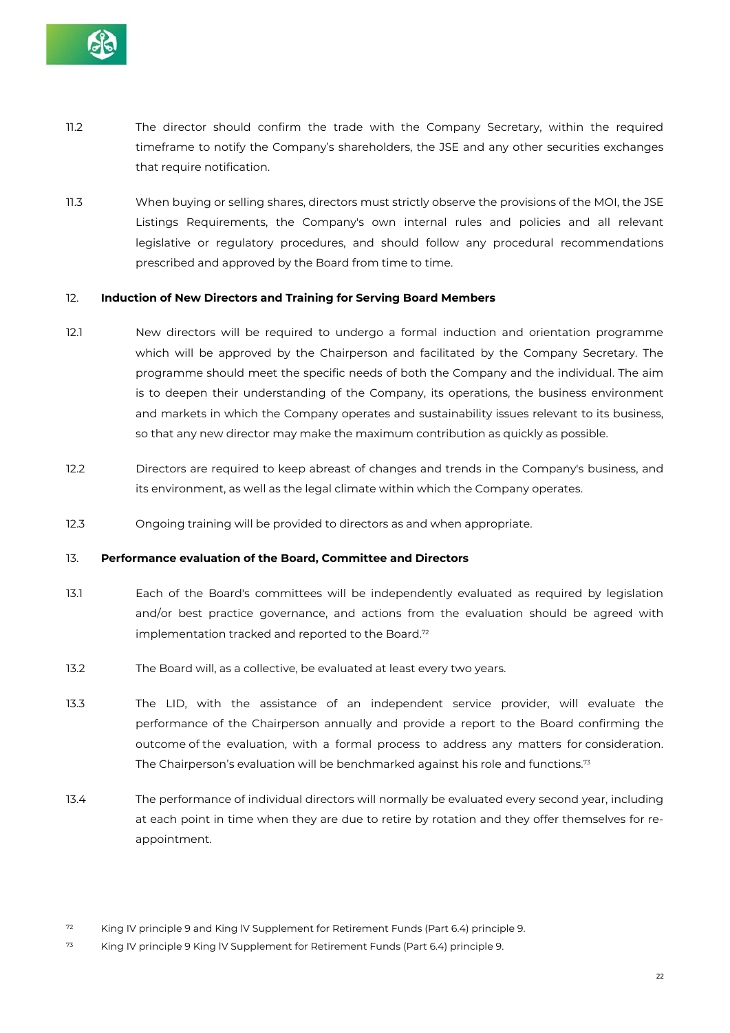11.2 The director should confirm the trade with the Company Secretary, within the required timeframe to notify the Company's shareholders, the JSE and any other securities exchanges that require notification.

11.3 When buying or selling shares, directors must strictly observe the provisions of the MOI, the JSE Listings Requirements, the Company's own internal rules and policies and all relevant legislative or regulatory procedures, and should follow any procedural recommendations prescribed and approved by the Board from time to time.

## 12. Induction of New Directors and Training for Serving Board Members

12.1 New directors will be required to undergo a formal induction and orientation programme which will be approved by the Chairperson and facilitated by the Company Secretary. The programme should meet the specific needs of both the Company and the individual. The aim is to deepen their understanding of the Company, its operations, the business environment and markets in which the Company operates and sustainability issues relevant to its business, so that any new director may make the maximum contribution as quickly as possible.

12.2 Directors are required to keep abreast of changes and trends in the Company's business, and its environment, as well as the legal climate within which the Company operates.

12.3 Ongoing training will be provided to directors as and when appropriate.

## 13. Performance evaluation of the Board, Committee and Directors

13.1 Each of the Board's committees will be independently evaluated as required by legislation and/or best practice governance, and actions from the evaluation should be agreed with implementation tracked and reported to the Board.[72]

13.2 The Board will, as a collective, be evaluated at least every two years.

13.3 The LID, with the assistance of an independent service provider, will evaluate the performance of the Chairperson annually and provide a report to the Board confirming the outcome of the evaluation, with a formal process to address any matters for consideration. The Chairperson's evaluation will be benchmarked against his role and functions.[73]

13.4 The performance of individual directors will normally be evaluated every second year, including at each point in time when they are due to retire by rotation and they offer themselves for re-appointment.

---

[72] King IV principle 9 and King IV Supplement for Retirement Funds (Part 6.4) principle 9.

[73] King IV principle 9 King IV Supplement for Retirement Funds (Part 6.4) principle 9.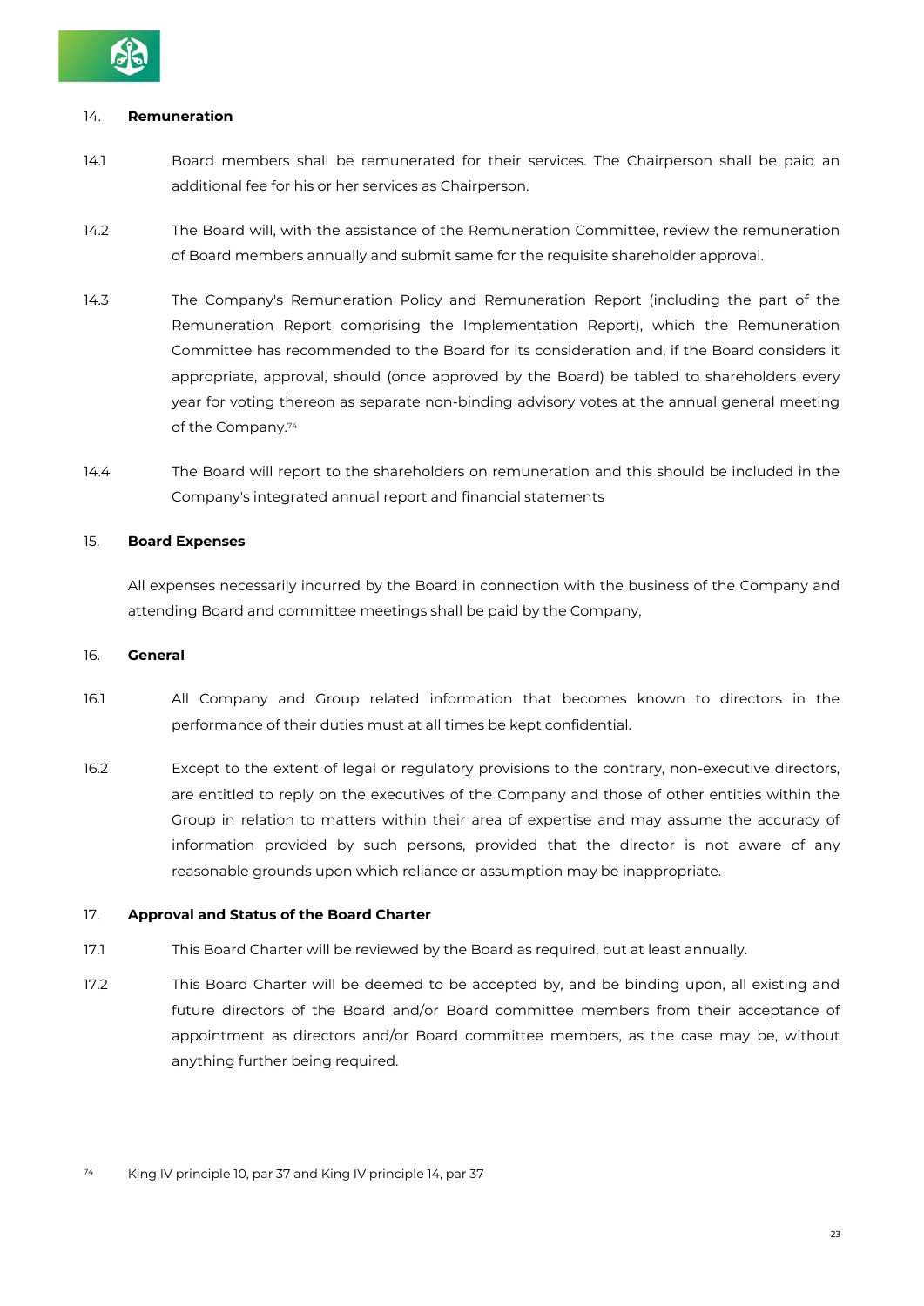## 14. **Remuneration**

14.1 Board members shall be remunerated for their services. The Chairperson shall be paid an additional fee for his or her services as Chairperson.

14.2 The Board will, with the assistance of the Remuneration Committee, review the remuneration of Board members annually and submit same for the requisite shareholder approval.

14.3 The Company's Remuneration Policy and Remuneration Report (including the part of the Remuneration Report comprising the Implementation Report), which the Remuneration Committee has recommended to the Board for its consideration and, if the Board considers it appropriate, approval, should (once approved by the Board) be tabled to shareholders every year for voting thereon as separate non-binding advisory votes at the annual general meeting of the Company.[74]

14.4 The Board will report to the shareholders on remuneration and this should be included in the Company's integrated annual report and financial statements

## 15. **Board Expenses**

All expenses necessarily incurred by the Board in connection with the business of the Company and attending Board and committee meetings shall be paid by the Company,

## 16. **General**

16.1 All Company and Group related information that becomes known to directors in the performance of their duties must at all times be kept confidential.

16.2 Except to the extent of legal or regulatory provisions to the contrary, non-executive directors, are entitled to reply on the executives of the Company and those of other entities within the Group in relation to matters within their area of expertise and may assume the accuracy of information provided by such persons, provided that the director is not aware of any reasonable grounds upon which reliance or assumption may be inappropriate.

## 17. **Approval and Status of the Board Charter**

17.1 This Board Charter will be reviewed by the Board as required, but at least annually.

17.2 This Board Charter will be deemed to be accepted by, and be binding upon, all existing and future directors of the Board and/or Board committee members from their acceptance of appointment as directors and/or Board committee members, as the case may be, without anything further being required.

---

[74] King IV principle 10, par 37 and King IV principle 14, par 37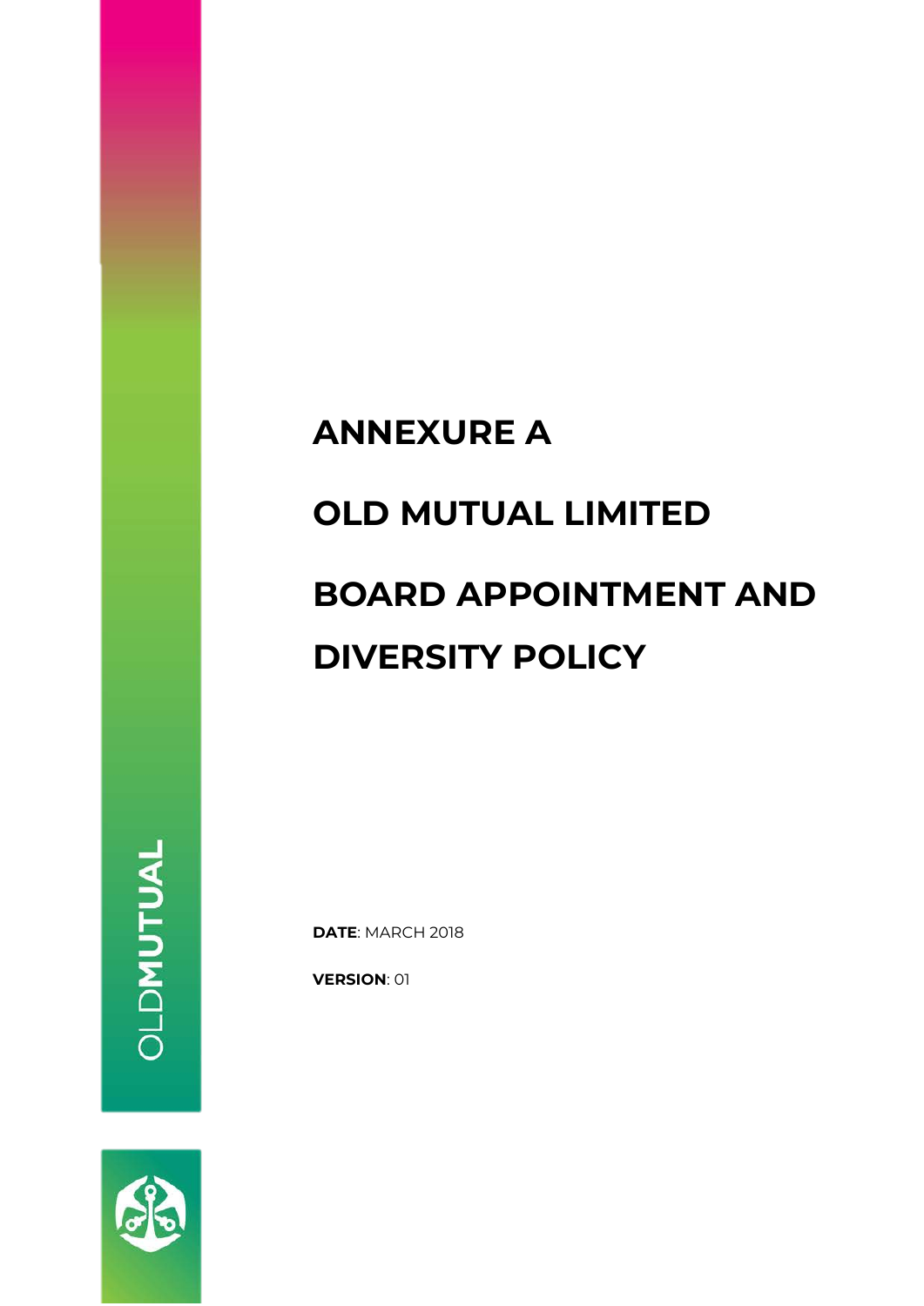# ANNEXURE A

# OLD MUTUAL LIMITED

# BOARD APPOINTMENT AND DIVERSITY POLICY

**DATE**: MARCH 2018

**VERSION**: 01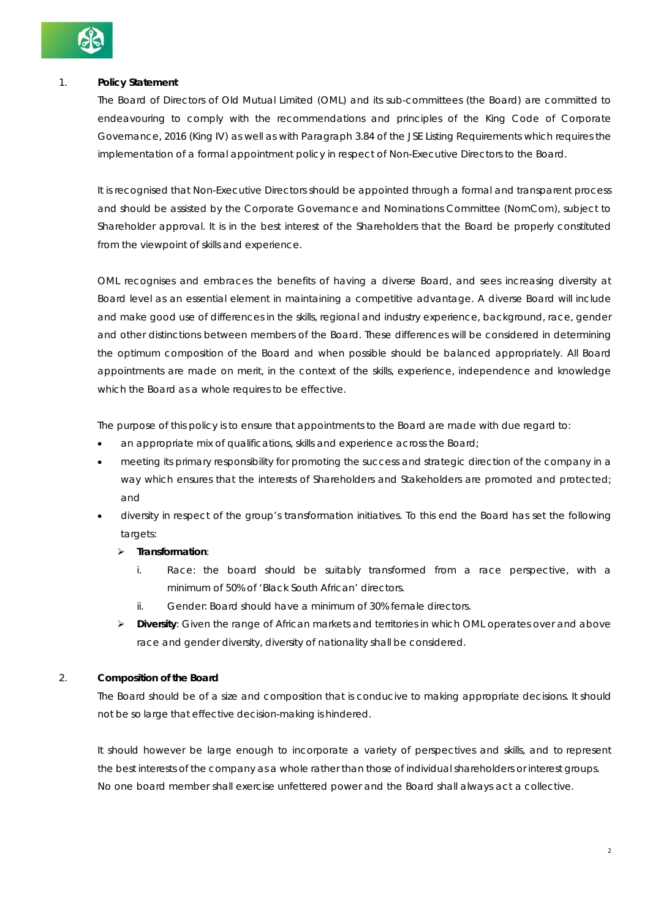## 1. Policy Statement

The Board of Directors of Old Mutual Limited (OML) and its sub-committees (the Board) are committed to endeavouring to comply with the recommendations and principles of the King Code of Corporate Governance, 2016 (King IV) as well as with Paragraph 3.84 of the JSE Listing Requirements which requires the implementation of a formal appointment policy in respect of Non-Executive Directors to the Board.

It is recognised that Non-Executive Directors should be appointed through a formal and transparent process and should be assisted by the Corporate Governance and Nominations Committee (NomCom), subject to Shareholder approval. It is in the best interest of the Shareholders that the Board be properly constituted from the viewpoint of skills and experience.

OML recognises and embraces the benefits of having a diverse Board, and sees increasing diversity at Board level as an essential element in maintaining a competitive advantage. A diverse Board will include and make good use of differences in the skills, regional and industry experience, background, race, gender and other distinctions between members of the Board. These differences will be considered in determining the optimum composition of the Board and when possible should be balanced appropriately. All Board appointments are made on merit, in the context of the skills, experience, independence and knowledge which the Board as a whole requires to be effective.

The purpose of this policy is to ensure that appointments to the Board are made with due regard to:

- an appropriate mix of qualifications, skills and experience across the Board;
- meeting its primary responsibility for promoting the success and strategic direction of the company in a way which ensures that the interests of Shareholders and Stakeholders are promoted and protected; and
- diversity in respect of the group's transformation initiatives. To this end the Board has set the following targets:
  - **Transformation**:
    1. Race: the board should be suitably transformed from a race perspective, with a minimum of 50% of 'Black South African' directors.
    2. Gender: Board should have a minimum of 30% female directors.
  - **Diversity**: Given the range of African markets and territories in which OML operates over and above race and gender diversity, diversity of nationality shall be considered.

## 2. Composition of the Board

The Board should be of a size and composition that is conducive to making appropriate decisions. It should not be so large that effective decision-making is hindered.

It should however be large enough to incorporate a variety of perspectives and skills, and to represent the best interests of the company as a whole rather than those of individual shareholders or interest groups. No one board member shall exercise unfettered power and the Board shall always act a collective.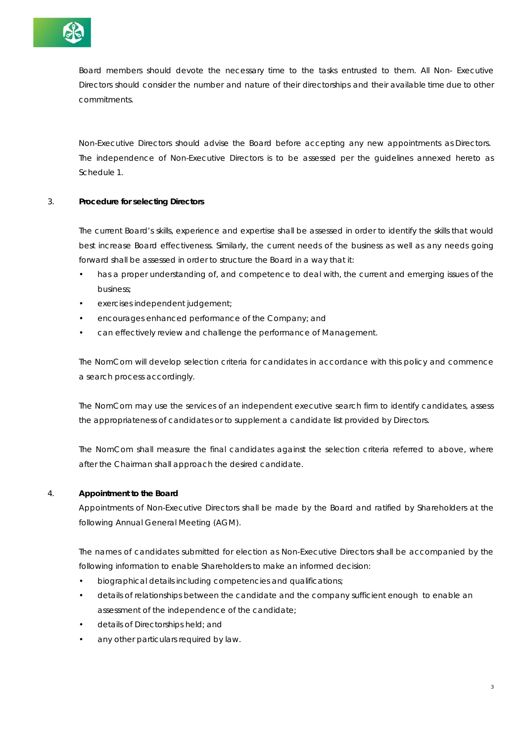Board members should devote the necessary time to the tasks entrusted to them. All Non- Executive Directors should consider the number and nature of their directorships and their available time due to other commitments.

Non-Executive Directors should advise the Board before accepting any new appointments as Directors. The independence of Non-Executive Directors is to be assessed per the guidelines annexed hereto as Schedule 1.

3. **Procedure for selecting Directors**

The current Board's skills, experience and expertise shall be assessed in order to identify the skills that would best increase Board effectiveness. Similarly, the current needs of the business as well as any needs going forward shall be assessed in order to structure the Board in a way that it:

- has a proper understanding of, and competence to deal with, the current and emerging issues of the business;
- exercises independent judgement;
- encourages enhanced performance of the Company; and
- can effectively review and challenge the performance of Management.

The NomCom will develop selection criteria for candidates in accordance with this policy and commence a search process accordingly.

The NomCom may use the services of an independent executive search firm to identify candidates, assess the appropriateness of candidates or to supplement a candidate list provided by Directors.

The NomCom shall measure the final candidates against the selection criteria referred to above, where after the Chairman shall approach the desired candidate.

4. **Appointment to the Board**

Appointments of Non-Executive Directors shall be made by the Board and ratified by Shareholders at the following Annual General Meeting (AGM).

The names of candidates submitted for election as Non-Executive Directors shall be accompanied by the following information to enable Shareholders to make an informed decision:

- biographical details including competencies and qualifications;
- details of relationships between the candidate and the company sufficient enough to enable an assessment of the independence of the candidate;
- details of Directorships held; and
- any other particulars required by law.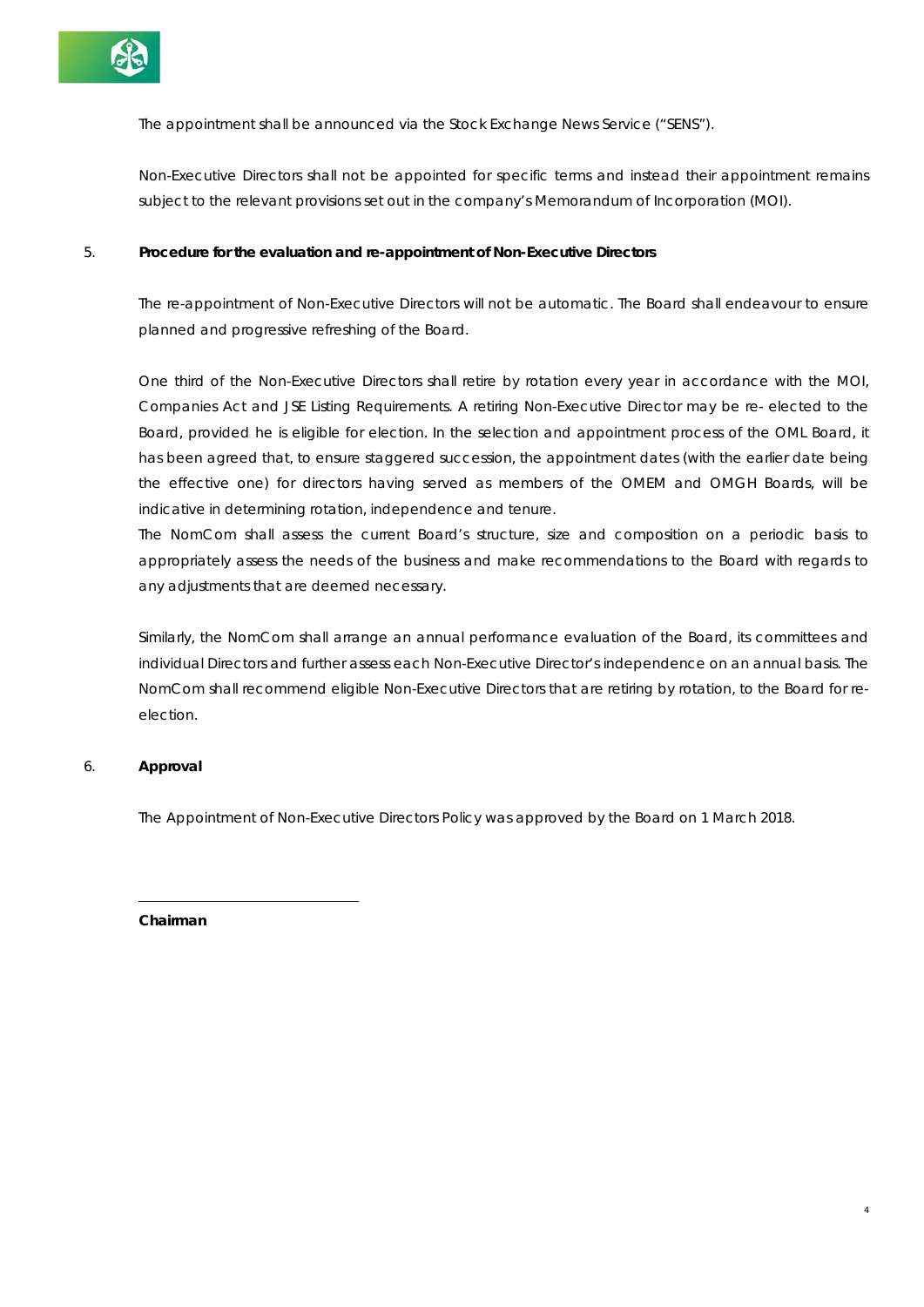The appointment shall be announced via the Stock Exchange News Service ("SENS").

Non-Executive Directors shall not be appointed for specific terms and instead their appointment remains subject to the relevant provisions set out in the company's Memorandum of Incorporation (MOI).

## 5. Procedure for the evaluation and re-appointment of Non-Executive Directors

The re-appointment of Non-Executive Directors will not be automatic. The Board shall endeavour to ensure planned and progressive refreshing of the Board.

One third of the Non-Executive Directors shall retire by rotation every year in accordance with the MOI, Companies Act and JSE Listing Requirements. A retiring Non-Executive Director may be re- elected to the Board, provided he is eligible for election. In the selection and appointment process of the OML Board, it has been agreed that, to ensure staggered succession, the appointment dates (with the earlier date being the effective one) for directors having served as members of the OMEM and OMGH Boards, will be indicative in determining rotation, independence and tenure.
The NomCom shall assess the current Board's structure, size and composition on a periodic basis to appropriately assess the needs of the business and make recommendations to the Board with regards to any adjustments that are deemed necessary.

Similarly, the NomCom shall arrange an annual performance evaluation of the Board, its committees and individual Directors and further assess each Non-Executive Director's independence on an annual basis. The NomCom shall recommend eligible Non-Executive Directors that are retiring by rotation, to the Board for re-election.

## 6. Approval

The Appointment of Non-Executive Directors Policy was approved by the Board on 1 March 2018.

\_\_\_\_\_\_\_\_\_\_\_\_\_\_\_\_\_\_\_\_\_\_\_\_\_\_\_\_\_\_

**Chairman**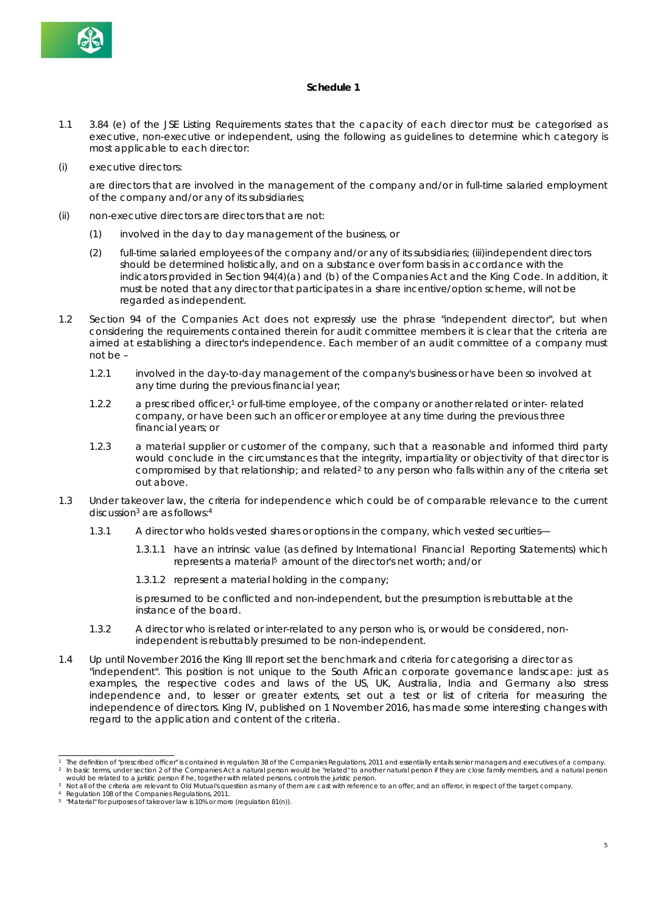**Schedule 1**

1.1 3.84 (e) of the JSE Listing Requirements states that the capacity of each director must be categorised as executive, non-executive or independent, using the following as guidelines to determine which category is most applicable to each director:

(i) executive directors:

are directors that are involved in the management of the company and/or in full-time salaried employment of the company and/or any of its subsidiaries;

(ii) non-executive directors are directors that are not:

(1) involved in the day to day management of the business, or

(2) full-time salaried employees of the company and/or any of its subsidiaries; (iii)independent directors should be determined holistically, and on a substance over form basis in accordance with the indicators provided in Section 94(4)(a) and (b) of the Companies Act and the King Code. In addition, it must be noted that any director that participates in a share incentive/option scheme, will not be regarded as independent.

1.2 Section 94 of the Companies Act does not expressly use the phrase "independent director", but when considering the requirements contained therein for audit committee members it is clear that the criteria are aimed at establishing a director's independence. Each member of an audit committee of a company must not be –

1.2.1 involved in the day-to-day management of the company's business or have been so involved at any time during the previous financial year;

1.2.2 a prescribed officer,[1] or full-time employee, of the company or another related or inter- related company, or have been such an officer or employee at any time during the previous three financial years; or

1.2.3 a material supplier or customer of the company, such that a reasonable and informed third party would conclude in the circumstances that the integrity, impartiality or objectivity of that director is compromised by that relationship; and related[2] to any person who falls within any of the criteria set out above.

1.3 Under takeover law, the criteria for independence which could be of comparable relevance to the current discussion[3] are as follows:[4]

1.3.1 A director who holds vested shares or options in the company, which vested securities—

1.3.1.1 have an intrinsic value (as defined by International Financial Reporting Statements) which represents a material[5] amount of the director's net worth; and/or

1.3.1.2 represent a material holding in the company;

is presumed to be conflicted and non-independent, but the presumption is rebuttable at the instance of the board.

1.3.2 A director who is related or inter-related to any person who is, or would be considered, non-independent is rebuttably presumed to be non-independent.

1.4 Up until November 2016 the King III report set the benchmark and criteria for categorising a director as "independent". This position is not unique to the South African corporate governance landscape: just as examples, the respective codes and laws of the US, UK, Australia, India and Germany also stress independence and, to lesser or greater extents, set out a test or list of criteria for measuring the independence of directors. King IV, published on 1 November 2016, has made some interesting changes with regard to the application and content of the criteria.

---

[1] The definition of "prescribed officer" is contained in regulation 38 of the Companies Regulations, 2011 and essentially entails senior managers and executives of a company.

[2] In basic terms, under section 2 of the Companies Act a natural person would be "related" to another natural person if they are close family members, and a natural person would be related to a juristic person if he, together with related persons, controls the juristic person.

[3] Not all of the criteria are relevant to Old Mutual's question as many of them are cast with reference to an offer, and an offeror, in respect of the target company.

[4] Regulation 108 of the Companies Regulations, 2011.

[5] "Material" for purposes of takeover law is 10% or more (regulation 81(n)).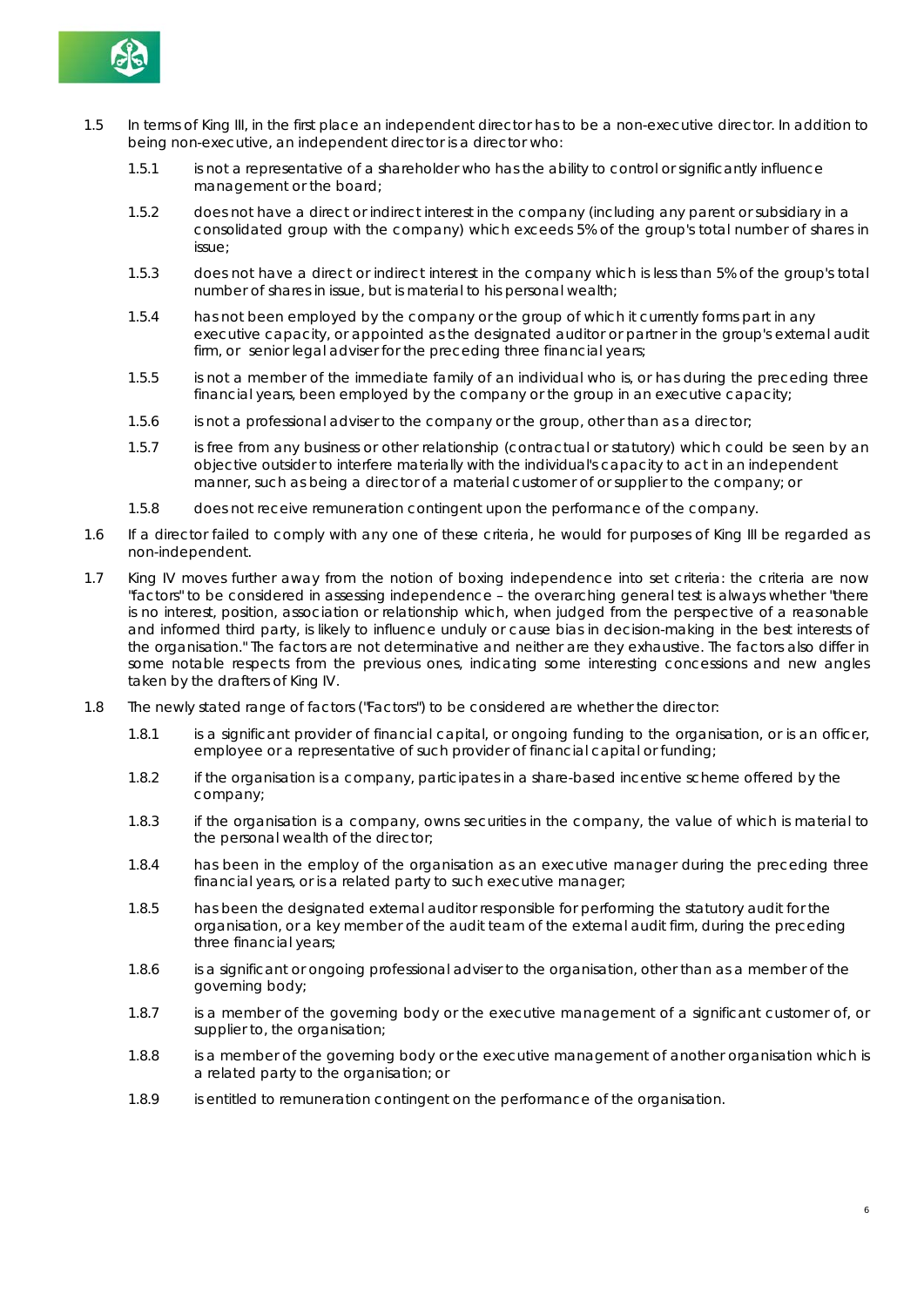1.5 In terms of King III, in the first place an independent director has to be a non-executive director. In addition to being non-executive, an independent director is a director who:

1.5.1 is not a representative of a shareholder who has the ability to control or significantly influence management or the board;

1.5.2 does not have a direct or indirect interest in the company (including any parent or subsidiary in a consolidated group with the company) which exceeds 5% of the group's total number of shares in issue;

1.5.3 does not have a direct or indirect interest in the company which is less than 5% of the group's total number of shares in issue, but is material to his personal wealth;

1.5.4 has not been employed by the company or the group of which it currently forms part in any executive capacity, or appointed as the designated auditor or partner in the group's external audit firm, or senior legal adviser for the preceding three financial years;

1.5.5 is not a member of the immediate family of an individual who is, or has during the preceding three financial years, been employed by the company or the group in an executive capacity;

1.5.6 is not a professional adviser to the company or the group, other than as a director;

1.5.7 is free from any business or other relationship (contractual or statutory) which could be seen by an objective outsider to interfere materially with the individual's capacity to act in an independent manner, such as being a director of a material customer of or supplier to the company; or

1.5.8 does not receive remuneration contingent upon the performance of the company.

1.6 If a director failed to comply with any one of these criteria, he would for purposes of King III be regarded as non-independent.

1.7 King IV moves further away from the notion of boxing independence into set criteria: the criteria are now "factors" to be considered in assessing independence – the overarching general test is always whether "there is no interest, position, association or relationship which, when judged from the perspective of a reasonable and informed third party, is likely to influence unduly or cause bias in decision-making in the best interests of the organisation." The factors are not determinative and neither are they exhaustive. The factors also differ in some notable respects from the previous ones, indicating some interesting concessions and new angles taken by the drafters of King IV.

1.8 The newly stated range of factors ("Factors") to be considered are whether the director:

1.8.1 is a significant provider of financial capital, or ongoing funding to the organisation, or is an officer, employee or a representative of such provider of financial capital or funding;

1.8.2 if the organisation is a company, participates in a share-based incentive scheme offered by the company;

1.8.3 if the organisation is a company, owns securities in the company, the value of which is material to the personal wealth of the director;

1.8.4 has been in the employ of the organisation as an executive manager during the preceding three financial years, or is a related party to such executive manager;

1.8.5 has been the designated external auditor responsible for performing the statutory audit for the organisation, or a key member of the audit team of the external audit firm, during the preceding three financial years;

1.8.6 is a significant or ongoing professional adviser to the organisation, other than as a member of the governing body;

1.8.7 is a member of the governing body or the executive management of a significant customer of, or supplier to, the organisation;

1.8.8 is a member of the governing body or the executive management of another organisation which is a related party to the organisation; or

1.8.9 is entitled to remuneration contingent on the performance of the organisation.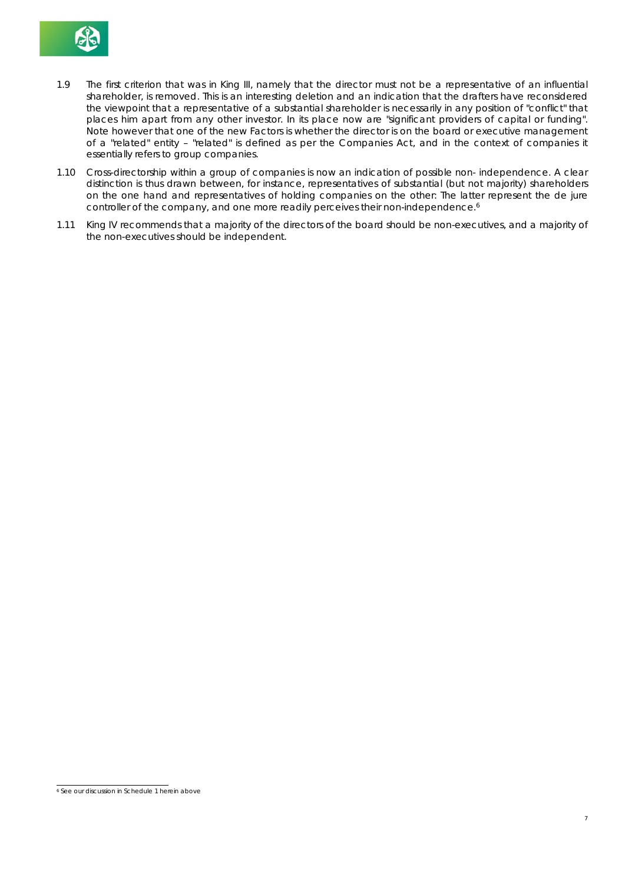1.9 The first criterion that was in King III, namely that the director must not be a representative of an influential shareholder, is removed. This is an interesting deletion and an indication that the drafters have reconsidered the viewpoint that a representative of a substantial shareholder is necessarily in any position of "conflict" that places him apart from any other investor. In its place now are "significant providers of capital or funding". Note however that one of the new Factors is whether the director is on the board or executive management of a "related" entity – "related" is defined as per the Companies Act, and in the context of companies it essentially refers to group companies.

1.10 Cross-directorship within a group of companies is now an indication of possible non- independence. A clear distinction is thus drawn between, for instance, representatives of substantial (but not majority) shareholders on the one hand and representatives of holding companies on the other: The latter represent the de jure controller of the company, and one more readily perceives their non-independence.[6]

1.11 King IV recommends that a majority of the directors of the board should be non-executives, and a majority of the non-executives should be independent.

[6] See our discussion in Schedule 1 herein above